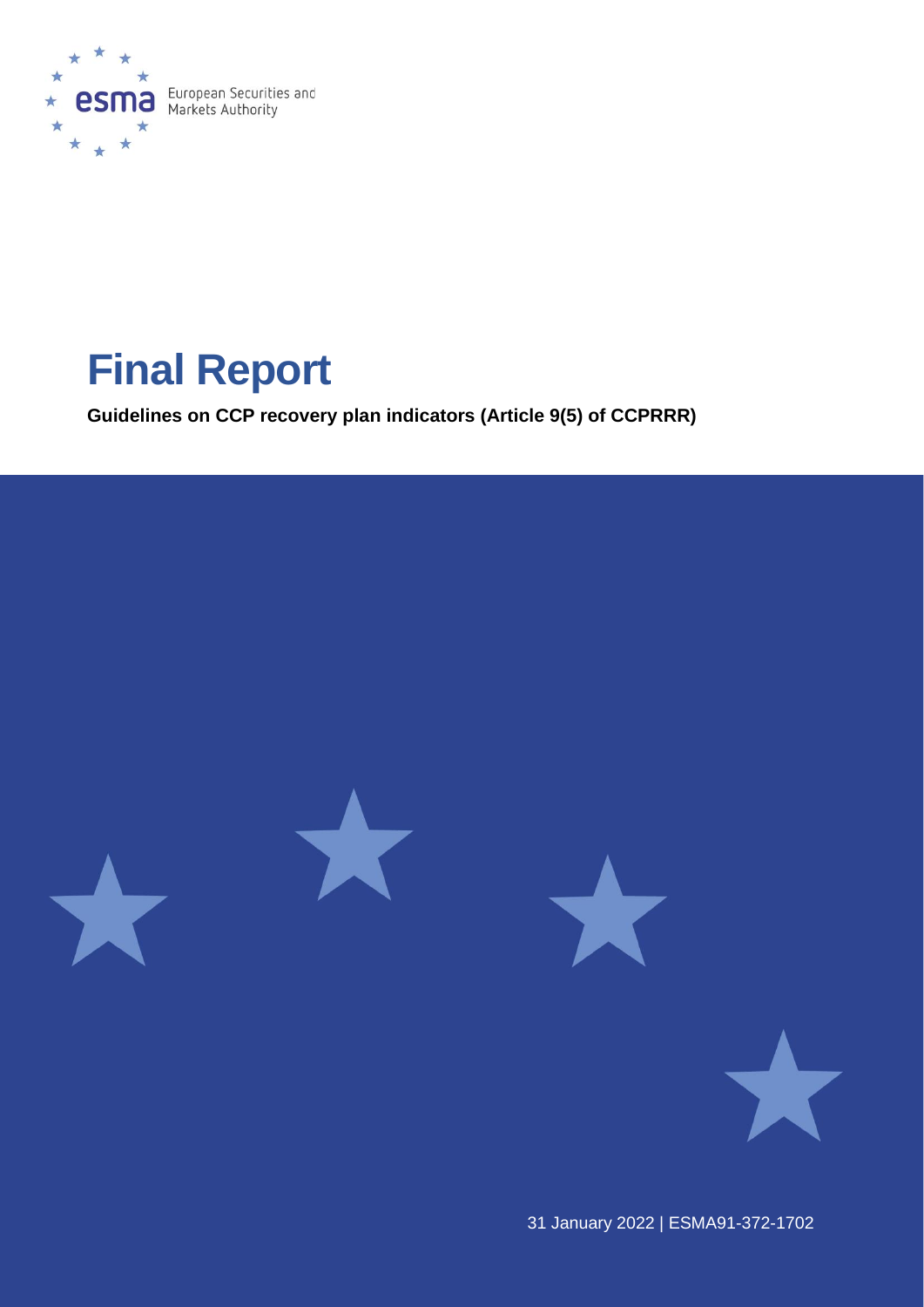European Securities and Markets Authority

# Final Report

**Guidelines on CCP recovery plan indicators (Article 9(5) of CCPRRR)**

31 January 2022 | ESMA91-372-1702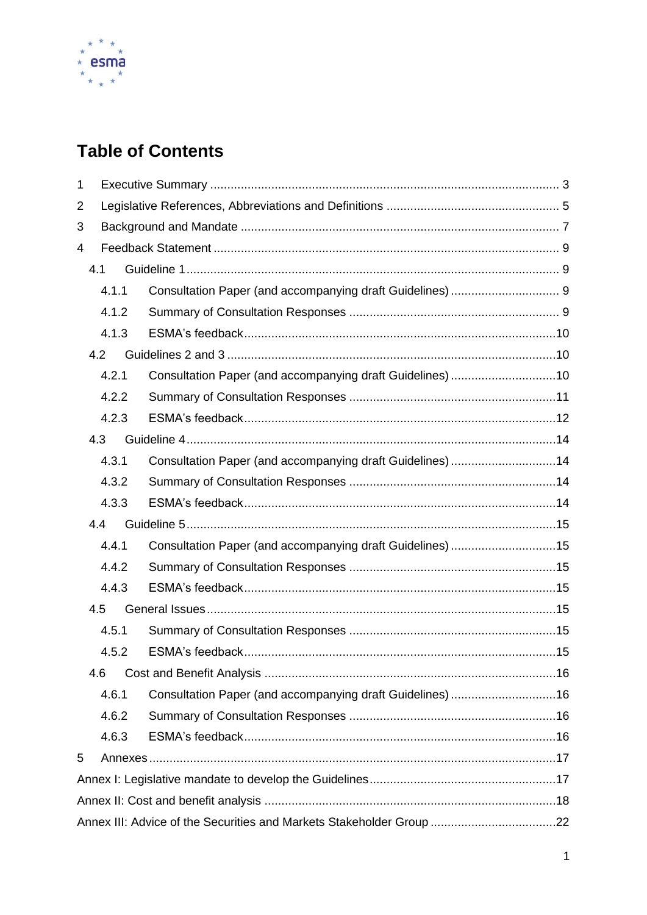# Table of Contents

1 Executive Summary ........................................................................................................ 3

2 Legislative References, Abbreviations and Definitions ................................................... 5

3 Background and Mandate .............................................................................................. 7

4 Feedback Statement ...................................................................................................... 9

- 4.1 Guideline 1 ............................................................................................................. 9
  - 4.1.1 Consultation Paper (and accompanying draft Guidelines) ................................ 9
  - 4.1.2 Summary of Consultation Responses ............................................................. 9
  - 4.1.3 ESMA's feedback ........................................................................................... 10
- 4.2 Guidelines 2 and 3 ................................................................................................. 10
  - 4.2.1 Consultation Paper (and accompanying draft Guidelines) ............................... 10
  - 4.2.2 Summary of Consultation Responses ............................................................. 11
  - 4.2.3 ESMA's feedback ........................................................................................... 12
- 4.3 Guideline 4 ............................................................................................................. 14
  - 4.3.1 Consultation Paper (and accompanying draft Guidelines) ............................... 14
  - 4.3.2 Summary of Consultation Responses ............................................................. 14
  - 4.3.3 ESMA's feedback ........................................................................................... 14
- 4.4 Guideline 5 ............................................................................................................. 15
  - 4.4.1 Consultation Paper (and accompanying draft Guidelines) ............................... 15
  - 4.4.2 Summary of Consultation Responses ............................................................. 15
  - 4.4.3 ESMA's feedback ........................................................................................... 15
- 4.5 General Issues ....................................................................................................... 15
  - 4.5.1 Summary of Consultation Responses ............................................................. 15
  - 4.5.2 ESMA's feedback ........................................................................................... 15
- 4.6 Cost and Benefit Analysis ...................................................................................... 16
  - 4.6.1 Consultation Paper (and accompanying draft Guidelines) ............................... 16
  - 4.6.2 Summary of Consultation Responses ............................................................. 16
  - 4.6.3 ESMA's feedback ........................................................................................... 16

5 Annexes ....................................................................................................................... 17

Annex I: Legislative mandate to develop the Guidelines ....................................................... 17

Annex II: Cost and benefit analysis ..................................................................................... 18

Annex III: Advice of the Securities and Markets Stakeholder Group ..................................... 22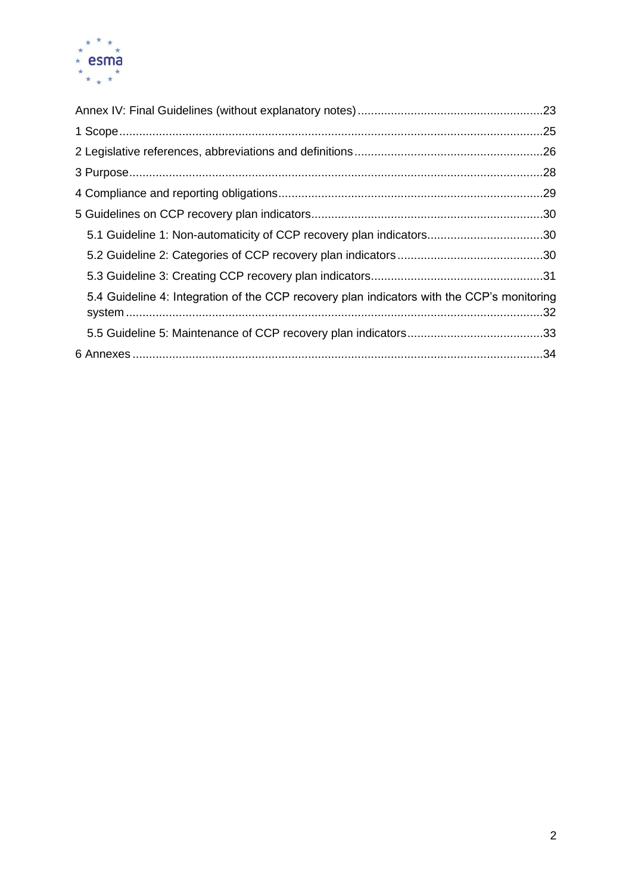Annex IV: Final Guidelines (without explanatory notes) ........................................................23

1 Scope ........................................................................................................................25

2 Legislative references, abbreviations and definitions ........................................................26

3 Purpose ......................................................................................................................28

4 Compliance and reporting obligations ................................................................................29

5 Guidelines on CCP recovery plan indicators .....................................................................30

- 5.1 Guideline 1: Non-automaticity of CCP recovery plan indicators ...................................30
- 5.2 Guideline 2: Categories of CCP recovery plan indicators ............................................30
- 5.3 Guideline 3: Creating CCP recovery plan indicators ....................................................31
- 5.4 Guideline 4: Integration of the CCP recovery plan indicators with the CCP's monitoring system ............................................................................................................32
- 5.5 Guideline 5: Maintenance of CCP recovery plan indicators .........................................33

6 Annexes .....................................................................................................................34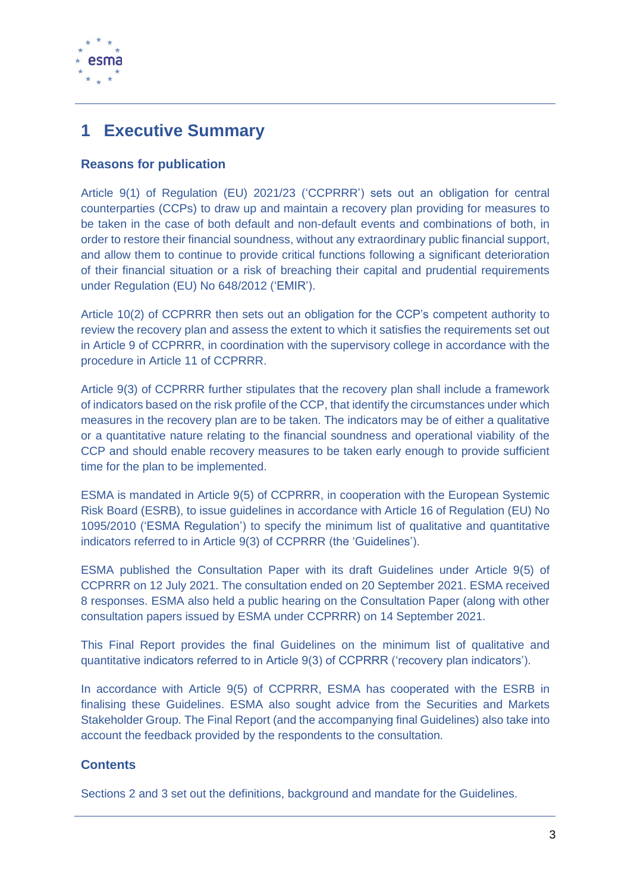# 1 Executive Summary

### Reasons for publication

Article 9(1) of Regulation (EU) 2021/23 ('CCPRRR') sets out an obligation for central counterparties (CCPs) to draw up and maintain a recovery plan providing for measures to be taken in the case of both default and non-default events and combinations of both, in order to restore their financial soundness, without any extraordinary public financial support, and allow them to continue to provide critical functions following a significant deterioration of their financial situation or a risk of breaching their capital and prudential requirements under Regulation (EU) No 648/2012 ('EMIR').

Article 10(2) of CCPRRR then sets out an obligation for the CCP's competent authority to review the recovery plan and assess the extent to which it satisfies the requirements set out in Article 9 of CCPRRR, in coordination with the supervisory college in accordance with the procedure in Article 11 of CCPRRR.

Article 9(3) of CCPRRR further stipulates that the recovery plan shall include a framework of indicators based on the risk profile of the CCP, that identify the circumstances under which measures in the recovery plan are to be taken. The indicators may be of either a qualitative or a quantitative nature relating to the financial soundness and operational viability of the CCP and should enable recovery measures to be taken early enough to provide sufficient time for the plan to be implemented.

ESMA is mandated in Article 9(5) of CCPRRR, in cooperation with the European Systemic Risk Board (ESRB), to issue guidelines in accordance with Article 16 of Regulation (EU) No 1095/2010 ('ESMA Regulation') to specify the minimum list of qualitative and quantitative indicators referred to in Article 9(3) of CCPRRR (the 'Guidelines').

ESMA published the Consultation Paper with its draft Guidelines under Article 9(5) of CCPRRR on 12 July 2021. The consultation ended on 20 September 2021. ESMA received 8 responses. ESMA also held a public hearing on the Consultation Paper (along with other consultation papers issued by ESMA under CCPRRR) on 14 September 2021.

This Final Report provides the final Guidelines on the minimum list of qualitative and quantitative indicators referred to in Article 9(3) of CCPRRR ('recovery plan indicators').

In accordance with Article 9(5) of CCPRRR, ESMA has cooperated with the ESRB in finalising these Guidelines. ESMA also sought advice from the Securities and Markets Stakeholder Group. The Final Report (and the accompanying final Guidelines) also take into account the feedback provided by the respondents to the consultation.

### Contents

Sections 2 and 3 set out the definitions, background and mandate for the Guidelines.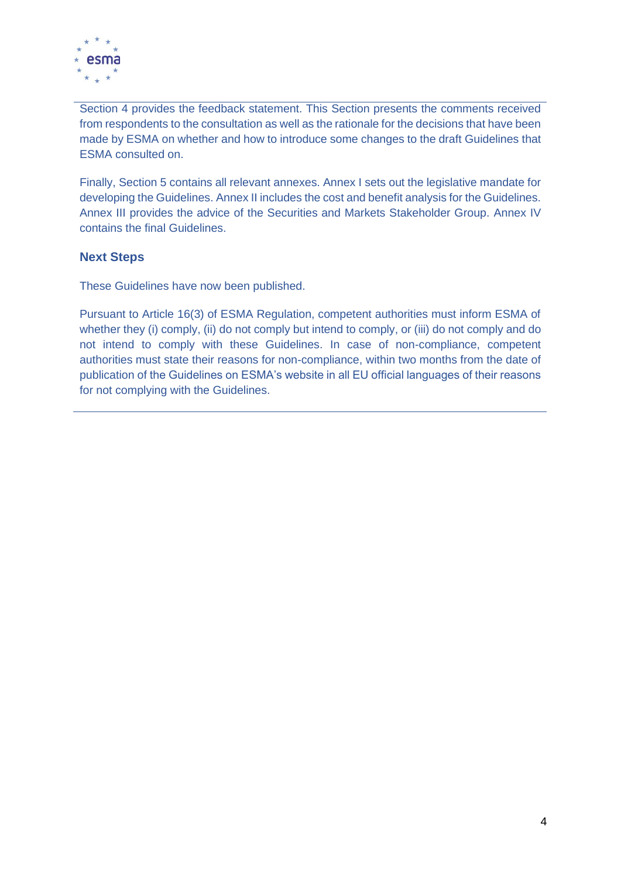Section 4 provides the feedback statement. This Section presents the comments received from respondents to the consultation as well as the rationale for the decisions that have been made by ESMA on whether and how to introduce some changes to the draft Guidelines that ESMA consulted on.

Finally, Section 5 contains all relevant annexes. Annex I sets out the legislative mandate for developing the Guidelines. Annex II includes the cost and benefit analysis for the Guidelines. Annex III provides the advice of the Securities and Markets Stakeholder Group. Annex IV contains the final Guidelines.

### Next Steps

These Guidelines have now been published.

Pursuant to Article 16(3) of ESMA Regulation, competent authorities must inform ESMA of whether they (i) comply, (ii) do not comply but intend to comply, or (iii) do not comply and do not intend to comply with these Guidelines. In case of non-compliance, competent authorities must state their reasons for non-compliance, within two months from the date of publication of the Guidelines on ESMA's website in all EU official languages of their reasons for not complying with the Guidelines.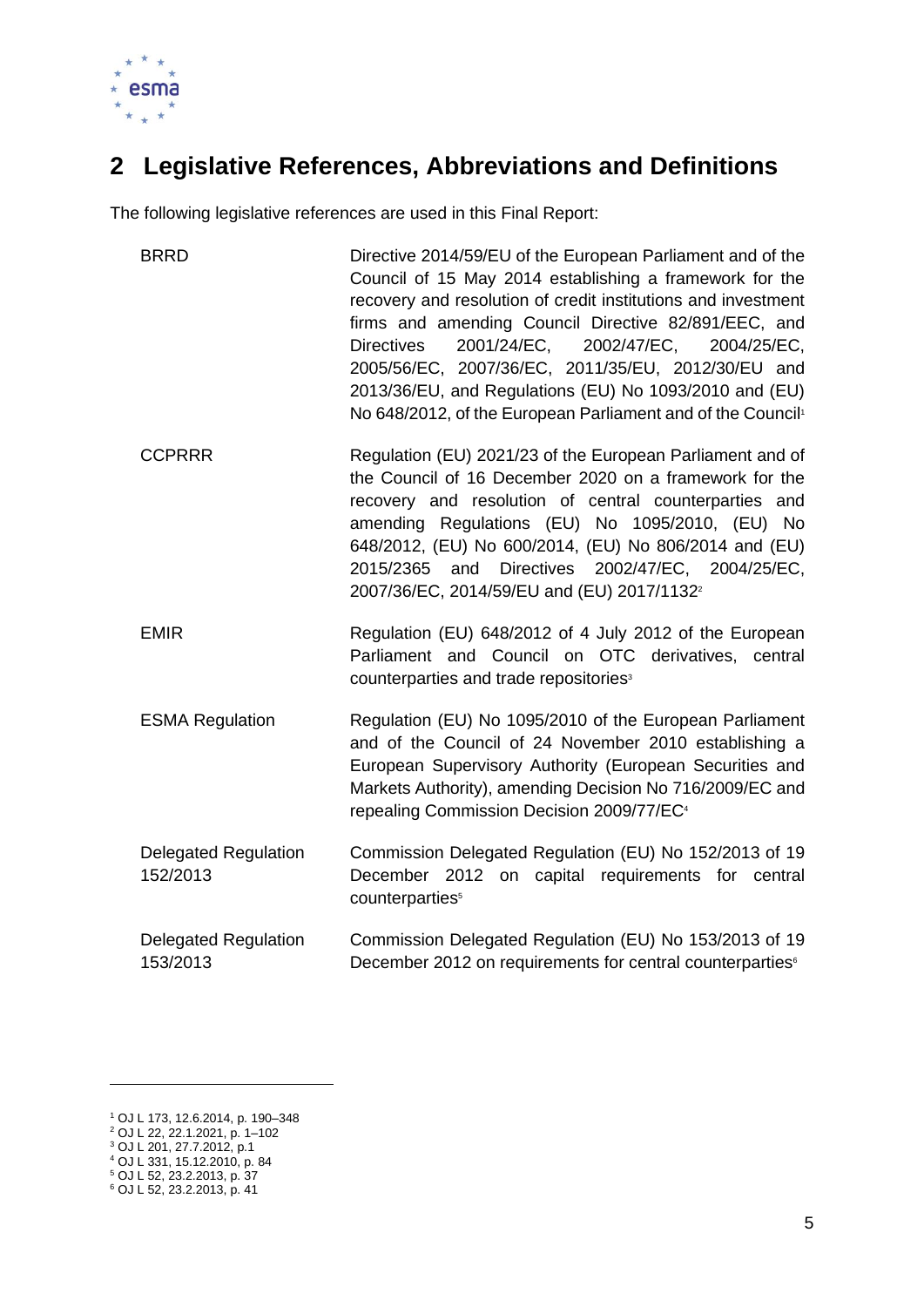## 2 Legislative References, Abbreviations and Definitions

The following legislative references are used in this Final Report:

| | |
|---|---|
| BRRD | Directive 2014/59/EU of the European Parliament and of the Council of 15 May 2014 establishing a framework for the recovery and resolution of credit institutions and investment firms and amending Council Directive 82/891/EEC, and Directives 2001/24/EC, 2002/47/EC, 2004/25/EC, 2005/56/EC, 2007/36/EC, 2011/35/EU, 2012/30/EU and 2013/36/EU, and Regulations (EU) No 1093/2010 and (EU) No 648/2012, of the European Parliament and of the Council[1] |
| CCPRRR | Regulation (EU) 2021/23 of the European Parliament and of the Council of 16 December 2020 on a framework for the recovery and resolution of central counterparties and amending Regulations (EU) No 1095/2010, (EU) No 648/2012, (EU) No 600/2014, (EU) No 806/2014 and (EU) 2015/2365 and Directives 2002/47/EC, 2004/25/EC, 2007/36/EC, 2014/59/EU and (EU) 2017/1132[2] |
| EMIR | Regulation (EU) 648/2012 of 4 July 2012 of the European Parliament and Council on OTC derivatives, central counterparties and trade repositories[3] |
| ESMA Regulation | Regulation (EU) No 1095/2010 of the European Parliament and of the Council of 24 November 2010 establishing a European Supervisory Authority (European Securities and Markets Authority), amending Decision No 716/2009/EC and repealing Commission Decision 2009/77/EC[4] |
| Delegated Regulation 152/2013 | Commission Delegated Regulation (EU) No 152/2013 of 19 December 2012 on capital requirements for central counterparties[5] |
| Delegated Regulation 153/2013 | Commission Delegated Regulation (EU) No 153/2013 of 19 December 2012 on requirements for central counterparties[6] |

[1] OJ L 173, 12.6.2014, p. 190–348
[2] OJ L 22, 22.1.2021, p. 1–102
[3] OJ L 201, 27.7.2012, p.1
[4] OJ L 331, 15.12.2010, p. 84
[5] OJ L 52, 23.2.2013, p. 37
[6] OJ L 52, 23.2.2013, p. 41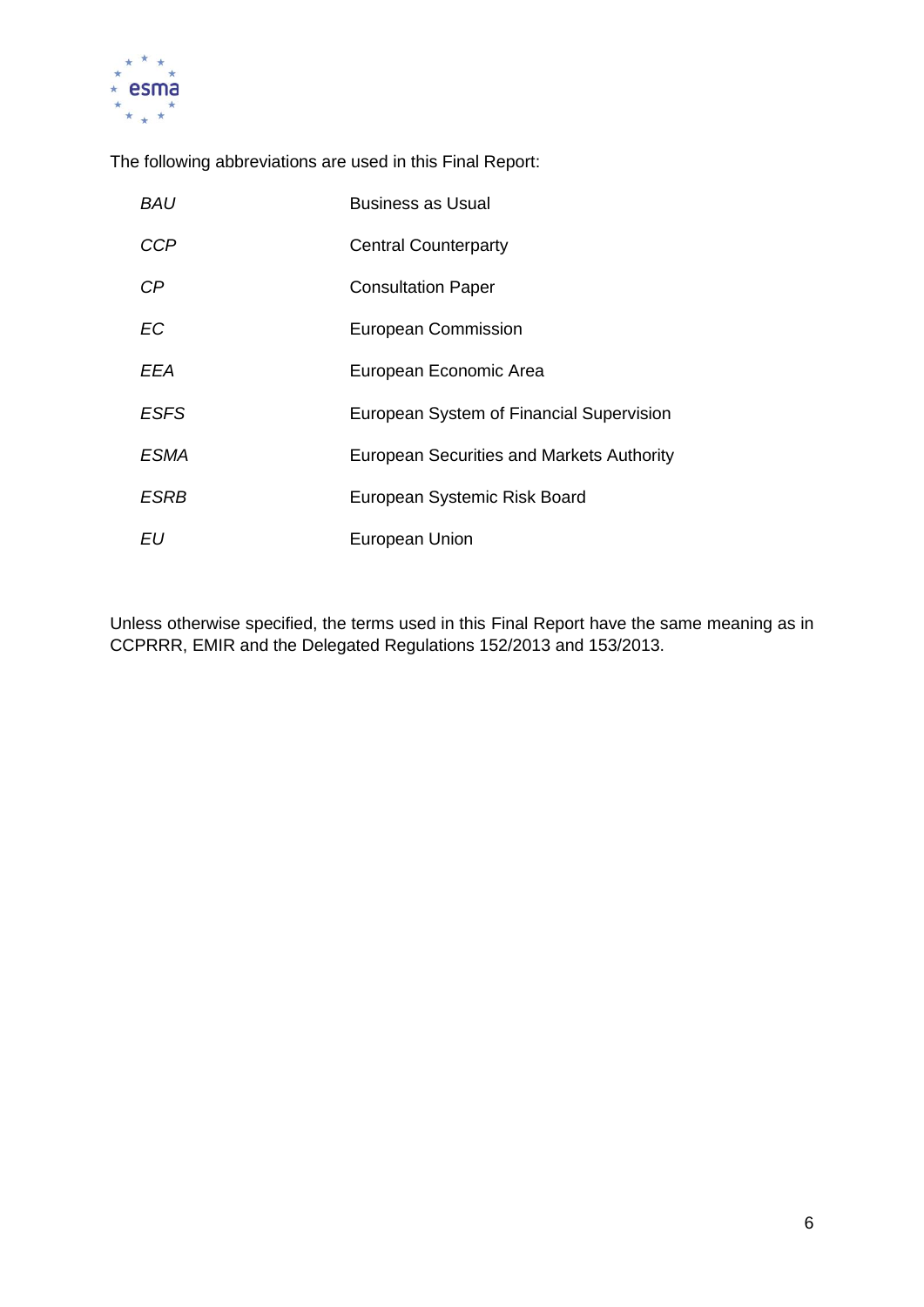The following abbreviations are used in this Final Report:

| | |
|---|---|
| *BAU* | Business as Usual |
| *CCP* | Central Counterparty |
| *CP* | Consultation Paper |
| *EC* | European Commission |
| *EEA* | European Economic Area |
| *ESFS* | European System of Financial Supervision |
| *ESMA* | European Securities and Markets Authority |
| *ESRB* | European Systemic Risk Board |
| *EU* | European Union |

Unless otherwise specified, the terms used in this Final Report have the same meaning as in CCPRRR, EMIR and the Delegated Regulations 152/2013 and 153/2013.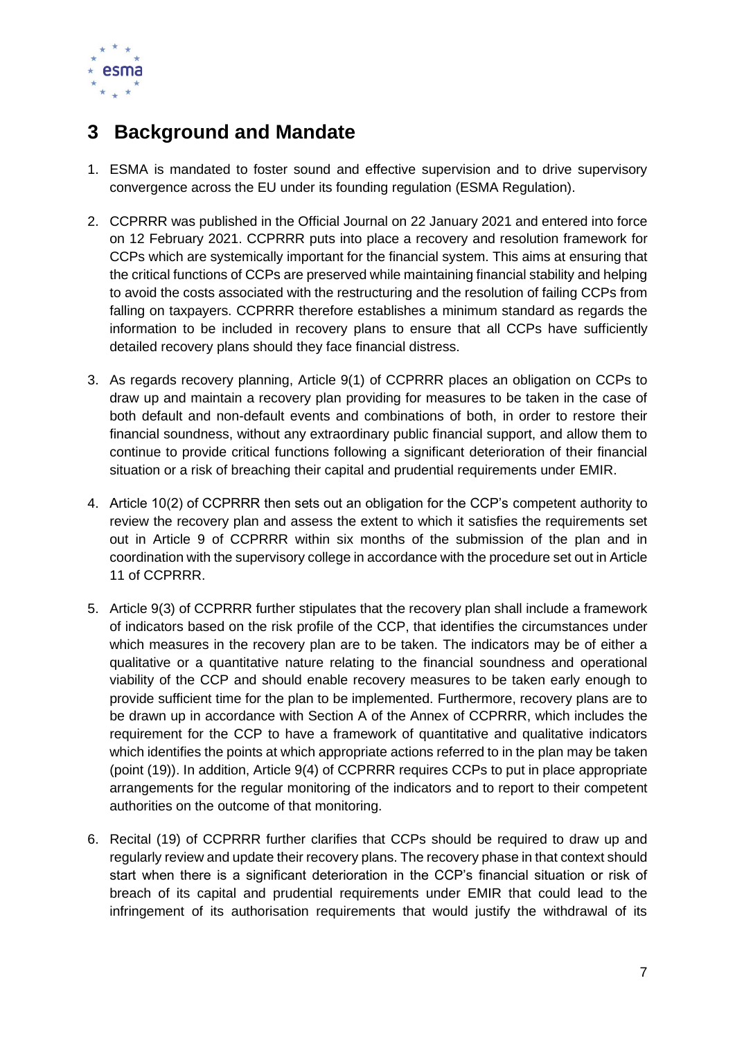# 3 Background and Mandate

1. ESMA is mandated to foster sound and effective supervision and to drive supervisory convergence across the EU under its founding regulation (ESMA Regulation).

2. CCPRRR was published in the Official Journal on 22 January 2021 and entered into force on 12 February 2021. CCPRRR puts into place a recovery and resolution framework for CCPs which are systemically important for the financial system. This aims at ensuring that the critical functions of CCPs are preserved while maintaining financial stability and helping to avoid the costs associated with the restructuring and the resolution of failing CCPs from falling on taxpayers. CCPRRR therefore establishes a minimum standard as regards the information to be included in recovery plans to ensure that all CCPs have sufficiently detailed recovery plans should they face financial distress.

3. As regards recovery planning, Article 9(1) of CCPRRR places an obligation on CCPs to draw up and maintain a recovery plan providing for measures to be taken in the case of both default and non-default events and combinations of both, in order to restore their financial soundness, without any extraordinary public financial support, and allow them to continue to provide critical functions following a significant deterioration of their financial situation or a risk of breaching their capital and prudential requirements under EMIR.

4. Article 10(2) of CCPRRR then sets out an obligation for the CCP's competent authority to review the recovery plan and assess the extent to which it satisfies the requirements set out in Article 9 of CCPRRR within six months of the submission of the plan and in coordination with the supervisory college in accordance with the procedure set out in Article 11 of CCPRRR.

5. Article 9(3) of CCPRRR further stipulates that the recovery plan shall include a framework of indicators based on the risk profile of the CCP, that identifies the circumstances under which measures in the recovery plan are to be taken. The indicators may be of either a qualitative or a quantitative nature relating to the financial soundness and operational viability of the CCP and should enable recovery measures to be taken early enough to provide sufficient time for the plan to be implemented. Furthermore, recovery plans are to be drawn up in accordance with Section A of the Annex of CCPRRR, which includes the requirement for the CCP to have a framework of quantitative and qualitative indicators which identifies the points at which appropriate actions referred to in the plan may be taken (point (19)). In addition, Article 9(4) of CCPRRR requires CCPs to put in place appropriate arrangements for the regular monitoring of the indicators and to report to their competent authorities on the outcome of that monitoring.

6. Recital (19) of CCPRRR further clarifies that CCPs should be required to draw up and regularly review and update their recovery plans. The recovery phase in that context should start when there is a significant deterioration in the CCP's financial situation or risk of breach of its capital and prudential requirements under EMIR that could lead to the infringement of its authorisation requirements that would justify the withdrawal of its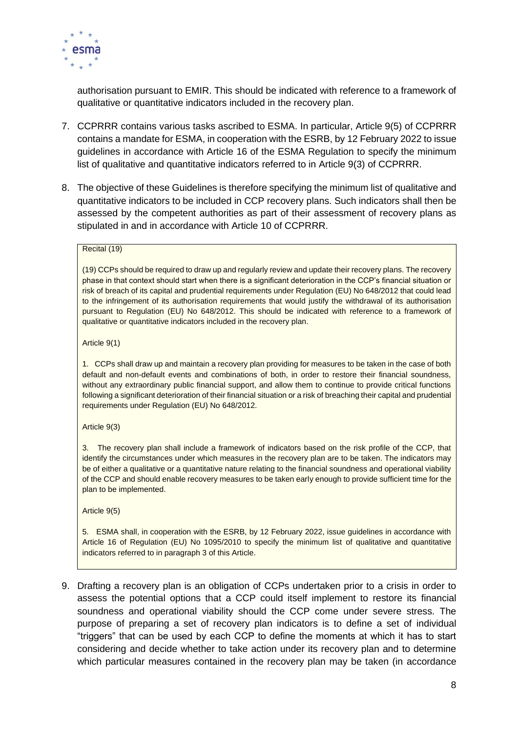authorisation pursuant to EMIR. This should be indicated with reference to a framework of qualitative or quantitative indicators included in the recovery plan.

7. CCPRRR contains various tasks ascribed to ESMA. In particular, Article 9(5) of CCPRRR contains a mandate for ESMA, in cooperation with the ESRB, by 12 February 2022 to issue guidelines in accordance with Article 16 of the ESMA Regulation to specify the minimum list of qualitative and quantitative indicators referred to in Article 9(3) of CCPRRR.

8. The objective of these Guidelines is therefore specifying the minimum list of qualitative and quantitative indicators to be included in CCP recovery plans. Such indicators shall then be assessed by the competent authorities as part of their assessment of recovery plans as stipulated in and in accordance with Article 10 of CCPRRR.

> Recital (19)
>
> (19) CCPs should be required to draw up and regularly review and update their recovery plans. The recovery phase in that context should start when there is a significant deterioration in the CCP's financial situation or risk of breach of its capital and prudential requirements under Regulation (EU) No 648/2012 that could lead to the infringement of its authorisation requirements that would justify the withdrawal of its authorisation pursuant to Regulation (EU) No 648/2012. This should be indicated with reference to a framework of qualitative or quantitative indicators included in the recovery plan.
>
> Article 9(1)
>
> 1. CCPs shall draw up and maintain a recovery plan providing for measures to be taken in the case of both default and non-default events and combinations of both, in order to restore their financial soundness, without any extraordinary public financial support, and allow them to continue to provide critical functions following a significant deterioration of their financial situation or a risk of breaching their capital and prudential requirements under Regulation (EU) No 648/2012.
>
> Article 9(3)
>
> 3. The recovery plan shall include a framework of indicators based on the risk profile of the CCP, that identify the circumstances under which measures in the recovery plan are to be taken. The indicators may be of either a qualitative or a quantitative nature relating to the financial soundness and operational viability of the CCP and should enable recovery measures to be taken early enough to provide sufficient time for the plan to be implemented.
>
> Article 9(5)
>
> 5. ESMA shall, in cooperation with the ESRB, by 12 February 2022, issue guidelines in accordance with Article 16 of Regulation (EU) No 1095/2010 to specify the minimum list of qualitative and quantitative indicators referred to in paragraph 3 of this Article.

9. Drafting a recovery plan is an obligation of CCPs undertaken prior to a crisis in order to assess the potential options that a CCP could itself implement to restore its financial soundness and operational viability should the CCP come under severe stress. The purpose of preparing a set of recovery plan indicators is to define a set of individual "triggers" that can be used by each CCP to define the moments at which it has to start considering and decide whether to take action under its recovery plan and to determine which particular measures contained in the recovery plan may be taken (in accordance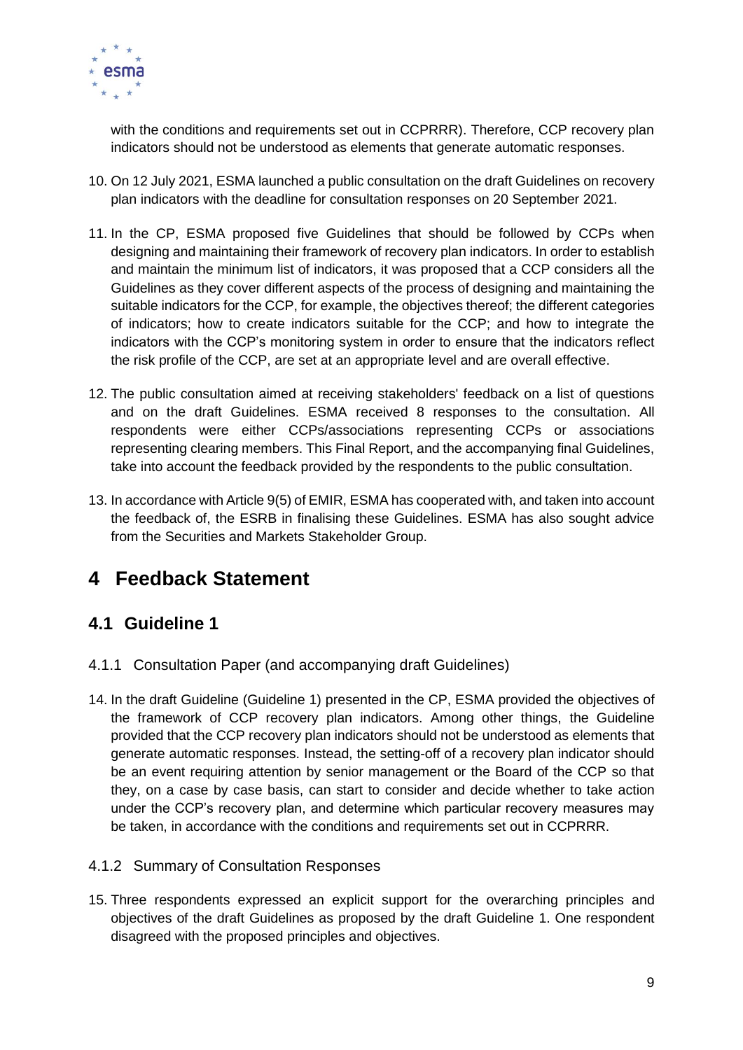with the conditions and requirements set out in CCPRRR). Therefore, CCP recovery plan indicators should not be understood as elements that generate automatic responses.

10. On 12 July 2021, ESMA launched a public consultation on the draft Guidelines on recovery plan indicators with the deadline for consultation responses on 20 September 2021.

11. In the CP, ESMA proposed five Guidelines that should be followed by CCPs when designing and maintaining their framework of recovery plan indicators. In order to establish and maintain the minimum list of indicators, it was proposed that a CCP considers all the Guidelines as they cover different aspects of the process of designing and maintaining the suitable indicators for the CCP, for example, the objectives thereof; the different categories of indicators; how to create indicators suitable for the CCP; and how to integrate the indicators with the CCP's monitoring system in order to ensure that the indicators reflect the risk profile of the CCP, are set at an appropriate level and are overall effective.

12. The public consultation aimed at receiving stakeholders' feedback on a list of questions and on the draft Guidelines. ESMA received 8 responses to the consultation. All respondents were either CCPs/associations representing CCPs or associations representing clearing members. This Final Report, and the accompanying final Guidelines, take into account the feedback provided by the respondents to the public consultation.

13. In accordance with Article 9(5) of EMIR, ESMA has cooperated with, and taken into account the feedback of, the ESRB in finalising these Guidelines. ESMA has also sought advice from the Securities and Markets Stakeholder Group.

# 4 Feedback Statement

## 4.1 Guideline 1

### 4.1.1 Consultation Paper (and accompanying draft Guidelines)

14. In the draft Guideline (Guideline 1) presented in the CP, ESMA provided the objectives of the framework of CCP recovery plan indicators. Among other things, the Guideline provided that the CCP recovery plan indicators should not be understood as elements that generate automatic responses. Instead, the setting-off of a recovery plan indicator should be an event requiring attention by senior management or the Board of the CCP so that they, on a case by case basis, can start to consider and decide whether to take action under the CCP's recovery plan, and determine which particular recovery measures may be taken, in accordance with the conditions and requirements set out in CCPRRR.

### 4.1.2 Summary of Consultation Responses

15. Three respondents expressed an explicit support for the overarching principles and objectives of the draft Guidelines as proposed by the draft Guideline 1. One respondent disagreed with the proposed principles and objectives.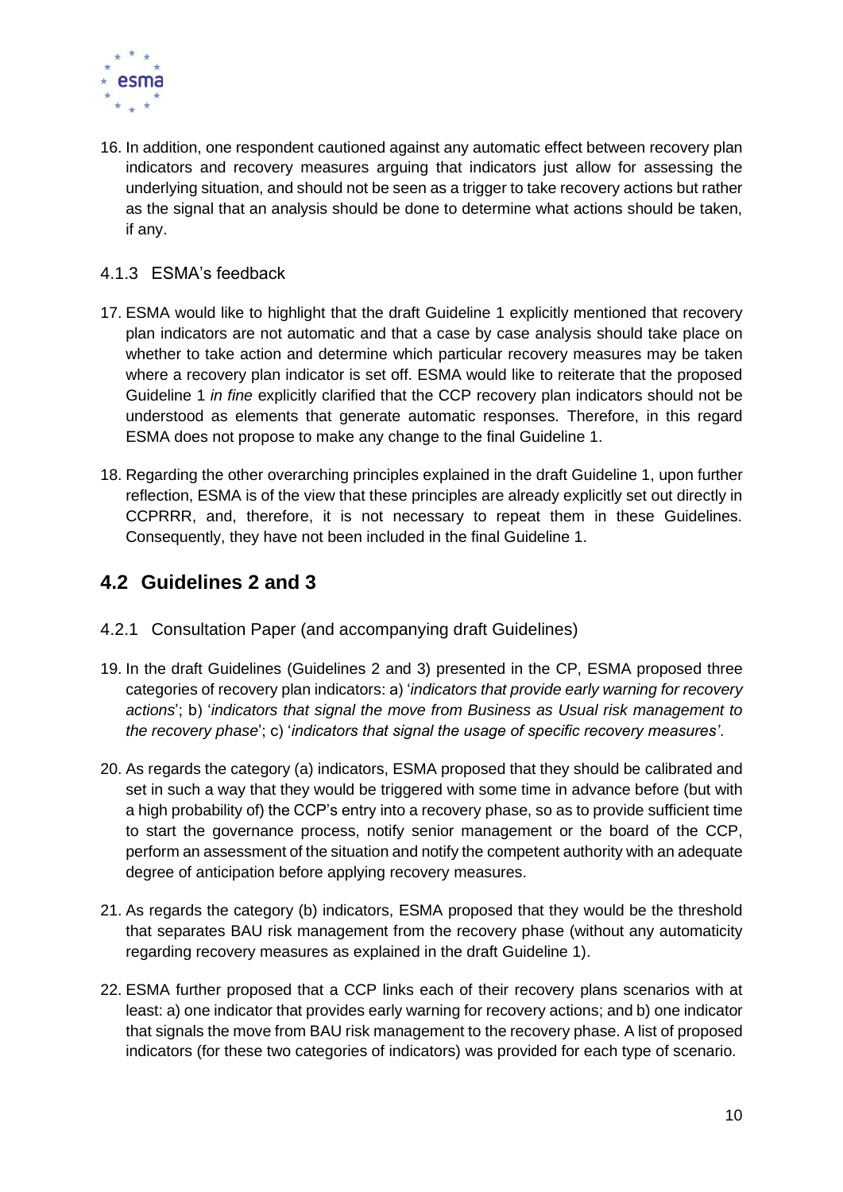16. In addition, one respondent cautioned against any automatic effect between recovery plan indicators and recovery measures arguing that indicators just allow for assessing the underlying situation, and should not be seen as a trigger to take recovery actions but rather as the signal that an analysis should be done to determine what actions should be taken, if any.

#### 4.1.3 ESMA's feedback

17. ESMA would like to highlight that the draft Guideline 1 explicitly mentioned that recovery plan indicators are not automatic and that a case by case analysis should take place on whether to take action and determine which particular recovery measures may be taken where a recovery plan indicator is set off. ESMA would like to reiterate that the proposed Guideline 1 *in fine* explicitly clarified that the CCP recovery plan indicators should not be understood as elements that generate automatic responses. Therefore, in this regard ESMA does not propose to make any change to the final Guideline 1.

18. Regarding the other overarching principles explained in the draft Guideline 1, upon further reflection, ESMA is of the view that these principles are already explicitly set out directly in CCPRRR, and, therefore, it is not necessary to repeat them in these Guidelines. Consequently, they have not been included in the final Guideline 1.

### 4.2 Guidelines 2 and 3

#### 4.2.1 Consultation Paper (and accompanying draft Guidelines)

19. In the draft Guidelines (Guidelines 2 and 3) presented in the CP, ESMA proposed three categories of recovery plan indicators: a) '*indicators that provide early warning for recovery actions*'; b) '*indicators that signal the move from Business as Usual risk management to the recovery phase*'; c) '*indicators that signal the usage of specific recovery measures'*.

20. As regards the category (a) indicators, ESMA proposed that they should be calibrated and set in such a way that they would be triggered with some time in advance before (but with a high probability of) the CCP's entry into a recovery phase, so as to provide sufficient time to start the governance process, notify senior management or the board of the CCP, perform an assessment of the situation and notify the competent authority with an adequate degree of anticipation before applying recovery measures.

21. As regards the category (b) indicators, ESMA proposed that they would be the threshold that separates BAU risk management from the recovery phase (without any automaticity regarding recovery measures as explained in the draft Guideline 1).

22. ESMA further proposed that a CCP links each of their recovery plans scenarios with at least: a) one indicator that provides early warning for recovery actions; and b) one indicator that signals the move from BAU risk management to the recovery phase. A list of proposed indicators (for these two categories of indicators) was provided for each type of scenario.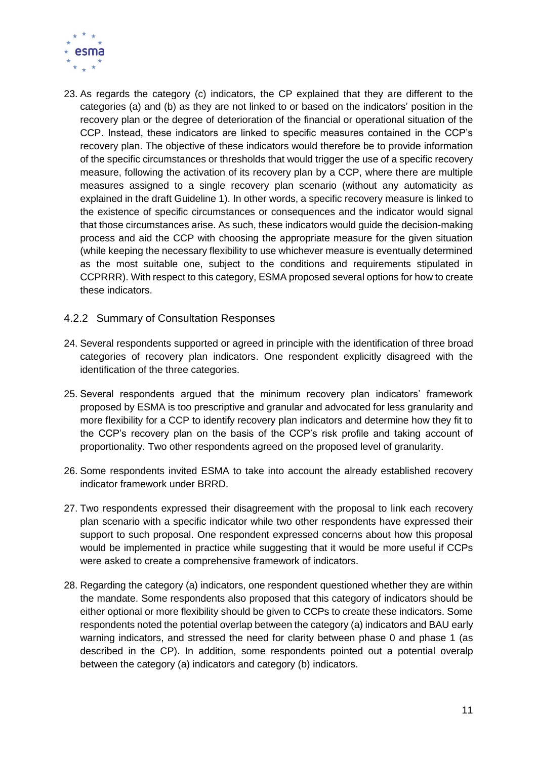23. As regards the category (c) indicators, the CP explained that they are different to the categories (a) and (b) as they are not linked to or based on the indicators' position in the recovery plan or the degree of deterioration of the financial or operational situation of the CCP. Instead, these indicators are linked to specific measures contained in the CCP's recovery plan. The objective of these indicators would therefore be to provide information of the specific circumstances or thresholds that would trigger the use of a specific recovery measure, following the activation of its recovery plan by a CCP, where there are multiple measures assigned to a single recovery plan scenario (without any automaticity as explained in the draft Guideline 1). In other words, a specific recovery measure is linked to the existence of specific circumstances or consequences and the indicator would signal that those circumstances arise. As such, these indicators would guide the decision-making process and aid the CCP with choosing the appropriate measure for the given situation (while keeping the necessary flexibility to use whichever measure is eventually determined as the most suitable one, subject to the conditions and requirements stipulated in CCPRRR). With respect to this category, ESMA proposed several options for how to create these indicators.

### 4.2.2 Summary of Consultation Responses

24. Several respondents supported or agreed in principle with the identification of three broad categories of recovery plan indicators. One respondent explicitly disagreed with the identification of the three categories.

25. Several respondents argued that the minimum recovery plan indicators' framework proposed by ESMA is too prescriptive and granular and advocated for less granularity and more flexibility for a CCP to identify recovery plan indicators and determine how they fit to the CCP's recovery plan on the basis of the CCP's risk profile and taking account of proportionality. Two other respondents agreed on the proposed level of granularity.

26. Some respondents invited ESMA to take into account the already established recovery indicator framework under BRRD.

27. Two respondents expressed their disagreement with the proposal to link each recovery plan scenario with a specific indicator while two other respondents have expressed their support to such proposal. One respondent expressed concerns about how this proposal would be implemented in practice while suggesting that it would be more useful if CCPs were asked to create a comprehensive framework of indicators.

28. Regarding the category (a) indicators, one respondent questioned whether they are within the mandate. Some respondents also proposed that this category of indicators should be either optional or more flexibility should be given to CCPs to create these indicators. Some respondents noted the potential overlap between the category (a) indicators and BAU early warning indicators, and stressed the need for clarity between phase 0 and phase 1 (as described in the CP). In addition, some respondents pointed out a potential overalp between the category (a) indicators and category (b) indicators.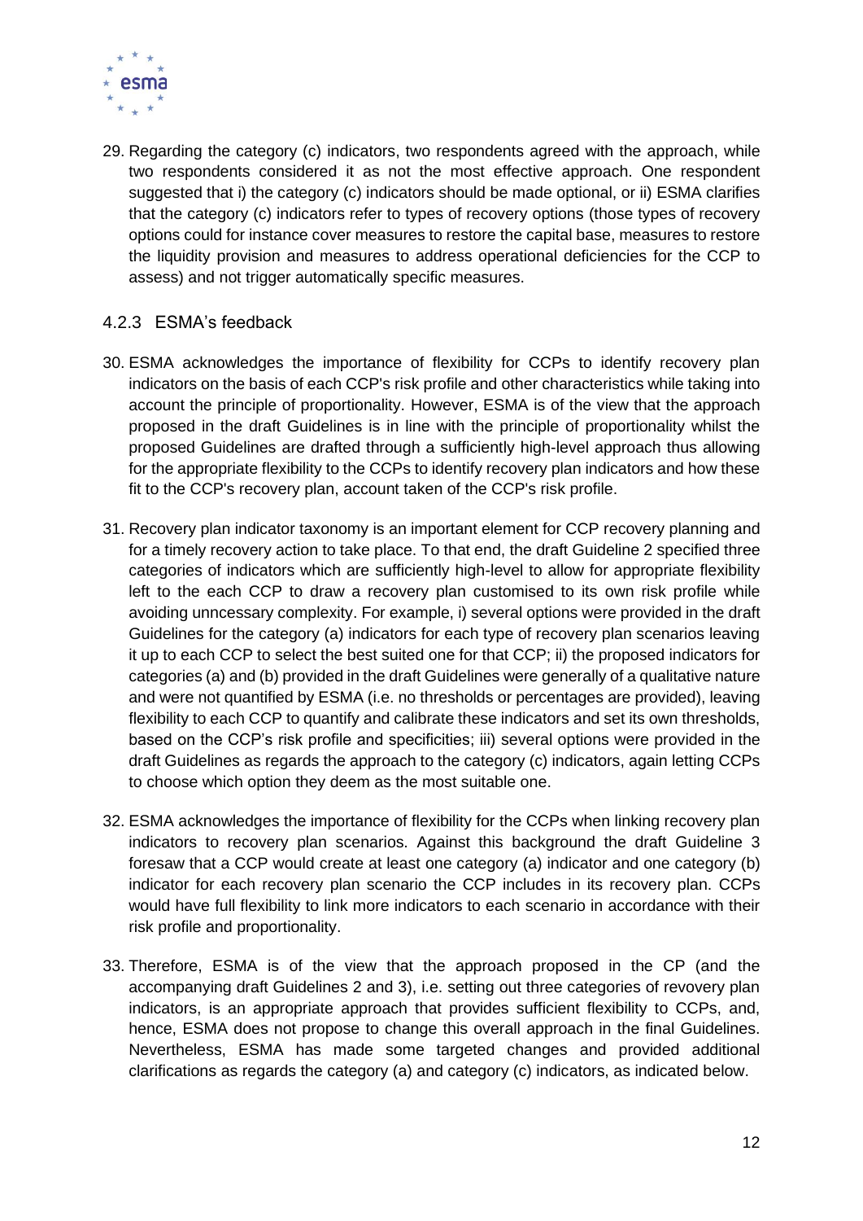29. Regarding the category (c) indicators, two respondents agreed with the approach, while two respondents considered it as not the most effective approach. One respondent suggested that i) the category (c) indicators should be made optional, or ii) ESMA clarifies that the category (c) indicators refer to types of recovery options (those types of recovery options could for instance cover measures to restore the capital base, measures to restore the liquidity provision and measures to address operational deficiencies for the CCP to assess) and not trigger automatically specific measures.

### 4.2.3 ESMA's feedback

30. ESMA acknowledges the importance of flexibility for CCPs to identify recovery plan indicators on the basis of each CCP's risk profile and other characteristics while taking into account the principle of proportionality. However, ESMA is of the view that the approach proposed in the draft Guidelines is in line with the principle of proportionality whilst the proposed Guidelines are drafted through a sufficiently high-level approach thus allowing for the appropriate flexibility to the CCPs to identify recovery plan indicators and how these fit to the CCP's recovery plan, account taken of the CCP's risk profile.

31. Recovery plan indicator taxonomy is an important element for CCP recovery planning and for a timely recovery action to take place. To that end, the draft Guideline 2 specified three categories of indicators which are sufficiently high-level to allow for appropriate flexibility left to the each CCP to draw a recovery plan customised to its own risk profile while avoiding unncessary complexity. For example, i) several options were provided in the draft Guidelines for the category (a) indicators for each type of recovery plan scenarios leaving it up to each CCP to select the best suited one for that CCP; ii) the proposed indicators for categories (a) and (b) provided in the draft Guidelines were generally of a qualitative nature and were not quantified by ESMA (i.e. no thresholds or percentages are provided), leaving flexibility to each CCP to quantify and calibrate these indicators and set its own thresholds, based on the CCP's risk profile and specificities; iii) several options were provided in the draft Guidelines as regards the approach to the category (c) indicators, again letting CCPs to choose which option they deem as the most suitable one.

32. ESMA acknowledges the importance of flexibility for the CCPs when linking recovery plan indicators to recovery plan scenarios. Against this background the draft Guideline 3 foresaw that a CCP would create at least one category (a) indicator and one category (b) indicator for each recovery plan scenario the CCP includes in its recovery plan. CCPs would have full flexibility to link more indicators to each scenario in accordance with their risk profile and proportionality.

33. Therefore, ESMA is of the view that the approach proposed in the CP (and the accompanying draft Guidelines 2 and 3), i.e. setting out three categories of revovery plan indicators, is an appropriate approach that provides sufficient flexibility to CCPs, and, hence, ESMA does not propose to change this overall approach in the final Guidelines. Nevertheless, ESMA has made some targeted changes and provided additional clarifications as regards the category (a) and category (c) indicators, as indicated below.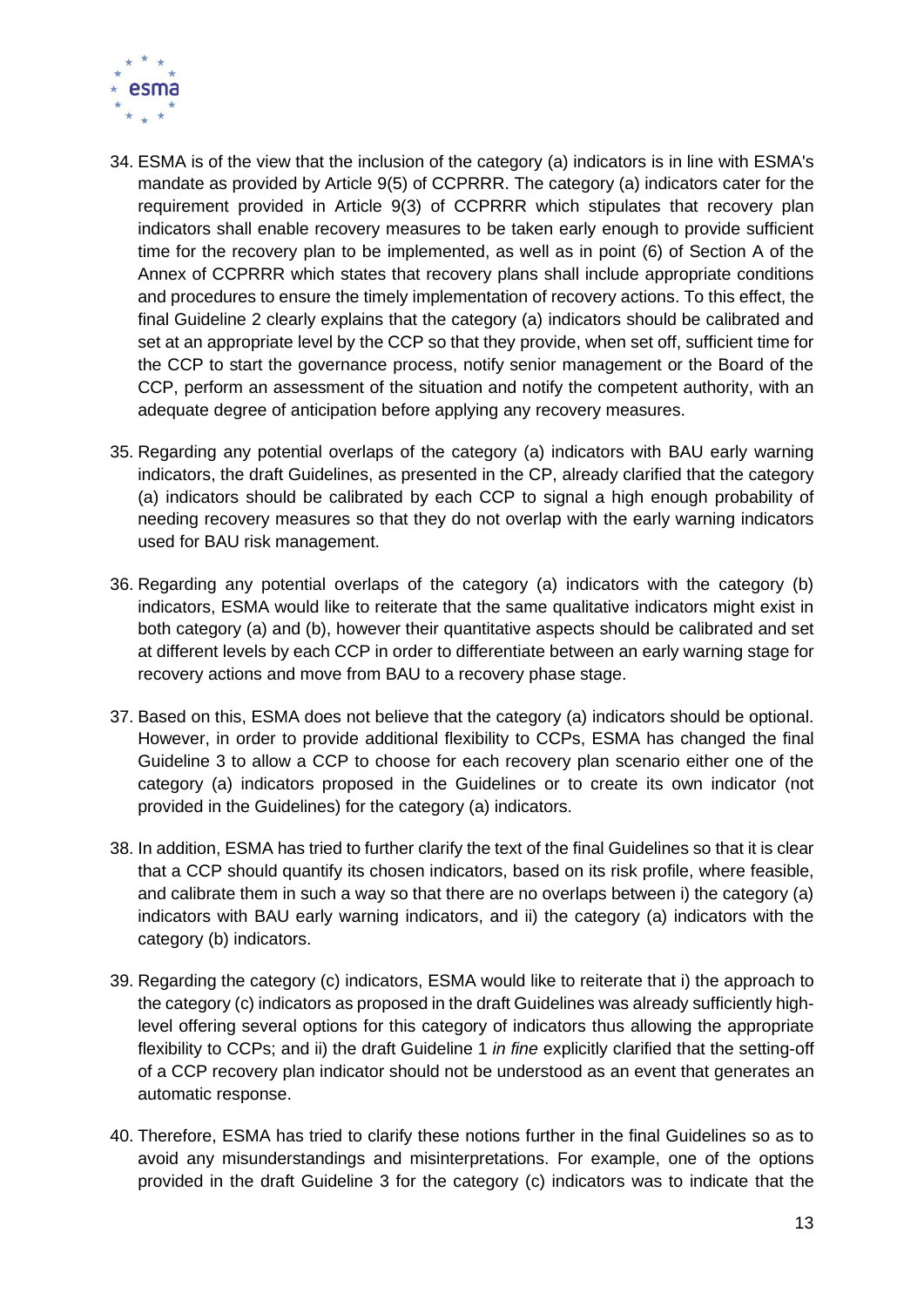34. ESMA is of the view that the inclusion of the category (a) indicators is in line with ESMA's mandate as provided by Article 9(5) of CCPRRR. The category (a) indicators cater for the requirement provided in Article 9(3) of CCPRRR which stipulates that recovery plan indicators shall enable recovery measures to be taken early enough to provide sufficient time for the recovery plan to be implemented, as well as in point (6) of Section A of the Annex of CCPRRR which states that recovery plans shall include appropriate conditions and procedures to ensure the timely implementation of recovery actions. To this effect, the final Guideline 2 clearly explains that the category (a) indicators should be calibrated and set at an appropriate level by the CCP so that they provide, when set off, sufficient time for the CCP to start the governance process, notify senior management or the Board of the CCP, perform an assessment of the situation and notify the competent authority, with an adequate degree of anticipation before applying any recovery measures.

35. Regarding any potential overlaps of the category (a) indicators with BAU early warning indicators, the draft Guidelines, as presented in the CP, already clarified that the category (a) indicators should be calibrated by each CCP to signal a high enough probability of needing recovery measures so that they do not overlap with the early warning indicators used for BAU risk management.

36. Regarding any potential overlaps of the category (a) indicators with the category (b) indicators, ESMA would like to reiterate that the same qualitative indicators might exist in both category (a) and (b), however their quantitative aspects should be calibrated and set at different levels by each CCP in order to differentiate between an early warning stage for recovery actions and move from BAU to a recovery phase stage.

37. Based on this, ESMA does not believe that the category (a) indicators should be optional. However, in order to provide additional flexibility to CCPs, ESMA has changed the final Guideline 3 to allow a CCP to choose for each recovery plan scenario either one of the category (a) indicators proposed in the Guidelines or to create its own indicator (not provided in the Guidelines) for the category (a) indicators.

38. In addition, ESMA has tried to further clarify the text of the final Guidelines so that it is clear that a CCP should quantify its chosen indicators, based on its risk profile, where feasible, and calibrate them in such a way so that there are no overlaps between i) the category (a) indicators with BAU early warning indicators, and ii) the category (a) indicators with the category (b) indicators.

39. Regarding the category (c) indicators, ESMA would like to reiterate that i) the approach to the category (c) indicators as proposed in the draft Guidelines was already sufficiently high-level offering several options for this category of indicators thus allowing the appropriate flexibility to CCPs; and ii) the draft Guideline 1 *in fine* explicitly clarified that the setting-off of a CCP recovery plan indicator should not be understood as an event that generates an automatic response.

40. Therefore, ESMA has tried to clarify these notions further in the final Guidelines so as to avoid any misunderstandings and misinterpretations. For example, one of the options provided in the draft Guideline 3 for the category (c) indicators was to indicate that the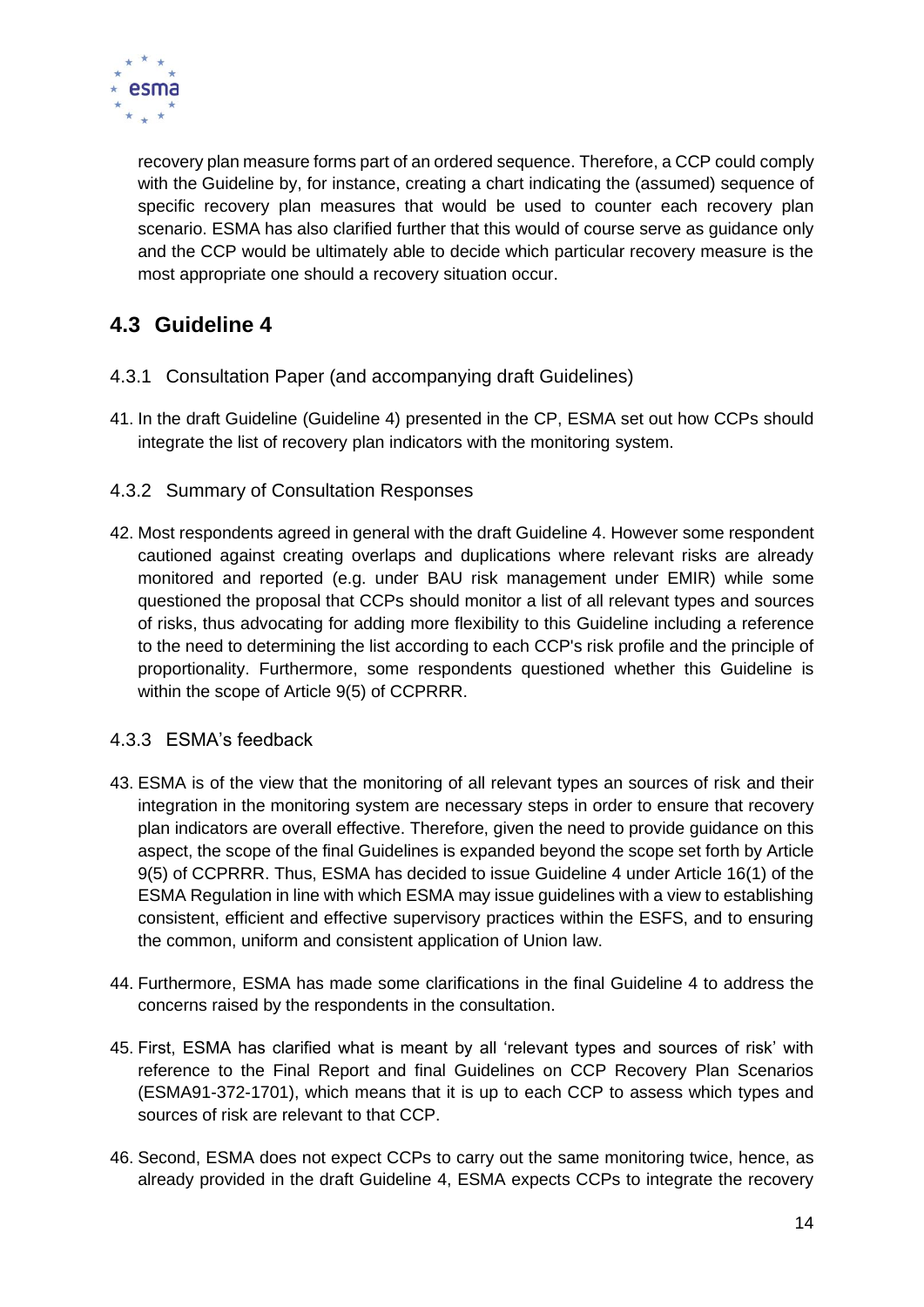recovery plan measure forms part of an ordered sequence. Therefore, a CCP could comply with the Guideline by, for instance, creating a chart indicating the (assumed) sequence of specific recovery plan measures that would be used to counter each recovery plan scenario. ESMA has also clarified further that this would of course serve as guidance only and the CCP would be ultimately able to decide which particular recovery measure is the most appropriate one should a recovery situation occur.

## 4.3 Guideline 4

### 4.3.1 Consultation Paper (and accompanying draft Guidelines)

41. In the draft Guideline (Guideline 4) presented in the CP, ESMA set out how CCPs should integrate the list of recovery plan indicators with the monitoring system.

### 4.3.2 Summary of Consultation Responses

42. Most respondents agreed in general with the draft Guideline 4. However some respondent cautioned against creating overlaps and duplications where relevant risks are already monitored and reported (e.g. under BAU risk management under EMIR) while some questioned the proposal that CCPs should monitor a list of all relevant types and sources of risks, thus advocating for adding more flexibility to this Guideline including a reference to the need to determining the list according to each CCP's risk profile and the principle of proportionality. Furthermore, some respondents questioned whether this Guideline is within the scope of Article 9(5) of CCPRRR.

### 4.3.3 ESMA's feedback

43. ESMA is of the view that the monitoring of all relevant types an sources of risk and their integration in the monitoring system are necessary steps in order to ensure that recovery plan indicators are overall effective. Therefore, given the need to provide guidance on this aspect, the scope of the final Guidelines is expanded beyond the scope set forth by Article 9(5) of CCPRRR. Thus, ESMA has decided to issue Guideline 4 under Article 16(1) of the ESMA Regulation in line with which ESMA may issue guidelines with a view to establishing consistent, efficient and effective supervisory practices within the ESFS, and to ensuring the common, uniform and consistent application of Union law.

44. Furthermore, ESMA has made some clarifications in the final Guideline 4 to address the concerns raised by the respondents in the consultation.

45. First, ESMA has clarified what is meant by all 'relevant types and sources of risk' with reference to the Final Report and final Guidelines on CCP Recovery Plan Scenarios (ESMA91-372-1701), which means that it is up to each CCP to assess which types and sources of risk are relevant to that CCP.

46. Second, ESMA does not expect CCPs to carry out the same monitoring twice, hence, as already provided in the draft Guideline 4, ESMA expects CCPs to integrate the recovery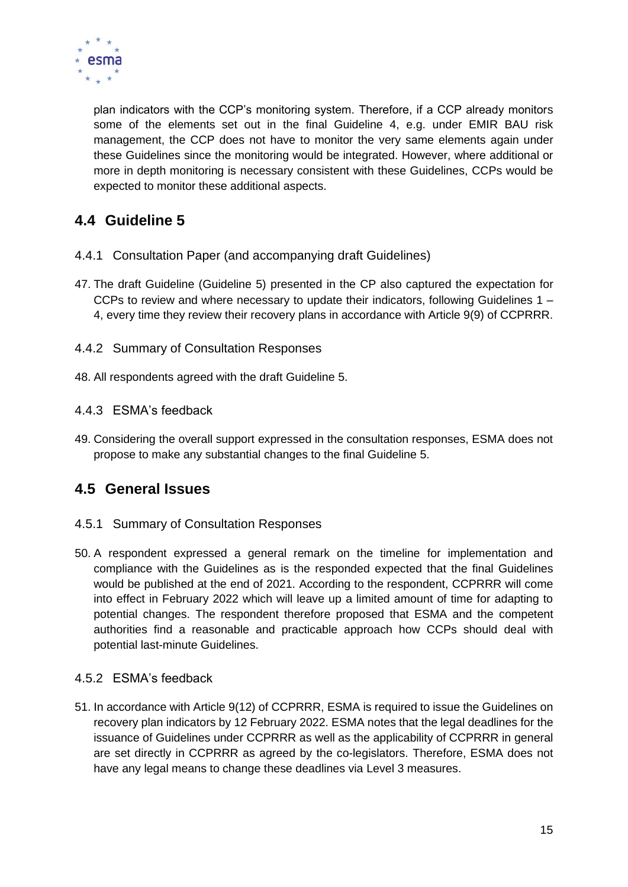plan indicators with the CCP's monitoring system. Therefore, if a CCP already monitors some of the elements set out in the final Guideline 4, e.g. under EMIR BAU risk management, the CCP does not have to monitor the very same elements again under these Guidelines since the monitoring would be integrated. However, where additional or more in depth monitoring is necessary consistent with these Guidelines, CCPs would be expected to monitor these additional aspects.

## 4.4 Guideline 5

### 4.4.1 Consultation Paper (and accompanying draft Guidelines)

47. The draft Guideline (Guideline 5) presented in the CP also captured the expectation for CCPs to review and where necessary to update their indicators, following Guidelines 1 – 4, every time they review their recovery plans in accordance with Article 9(9) of CCPRRR.

### 4.4.2 Summary of Consultation Responses

48. All respondents agreed with the draft Guideline 5.

### 4.4.3 ESMA's feedback

49. Considering the overall support expressed in the consultation responses, ESMA does not propose to make any substantial changes to the final Guideline 5.

## 4.5 General Issues

### 4.5.1 Summary of Consultation Responses

50. A respondent expressed a general remark on the timeline for implementation and compliance with the Guidelines as is the responded expected that the final Guidelines would be published at the end of 2021. According to the respondent, CCPRRR will come into effect in February 2022 which will leave up a limited amount of time for adapting to potential changes. The respondent therefore proposed that ESMA and the competent authorities find a reasonable and practicable approach how CCPs should deal with potential last-minute Guidelines.

### 4.5.2 ESMA's feedback

51. In accordance with Article 9(12) of CCPRRR, ESMA is required to issue the Guidelines on recovery plan indicators by 12 February 2022. ESMA notes that the legal deadlines for the issuance of Guidelines under CCPRRR as well as the applicability of CCPRRR in general are set directly in CCPRRR as agreed by the co-legislators. Therefore, ESMA does not have any legal means to change these deadlines via Level 3 measures.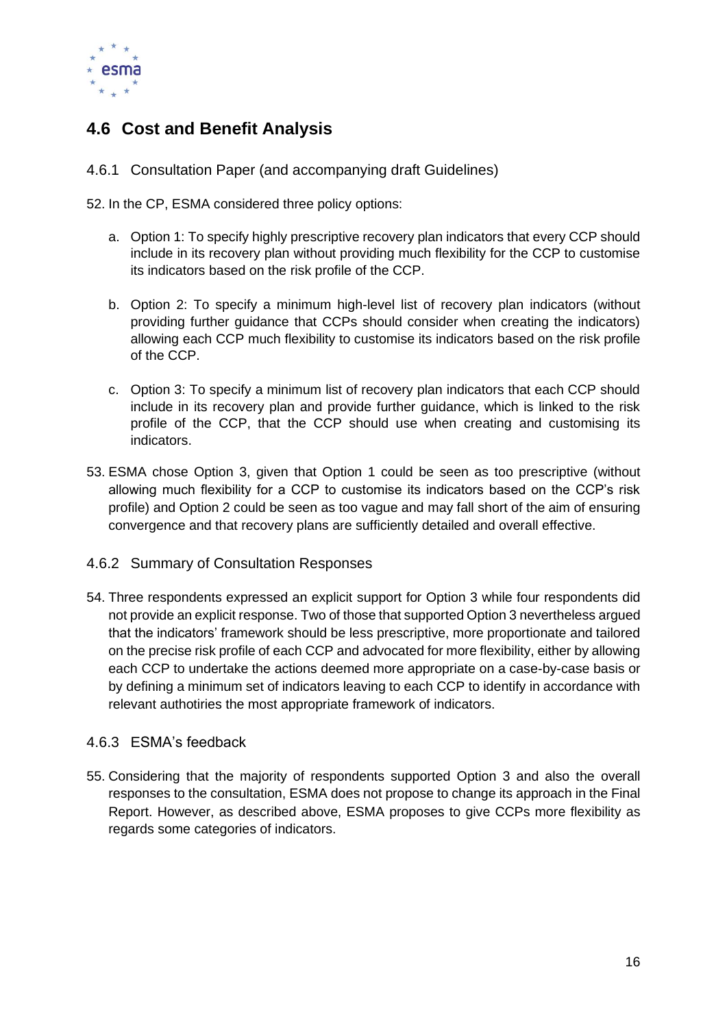## 4.6 Cost and Benefit Analysis

### 4.6.1 Consultation Paper (and accompanying draft Guidelines)

52. In the CP, ESMA considered three policy options:

   a. Option 1: To specify highly prescriptive recovery plan indicators that every CCP should include in its recovery plan without providing much flexibility for the CCP to customise its indicators based on the risk profile of the CCP.

   b. Option 2: To specify a minimum high-level list of recovery plan indicators (without providing further guidance that CCPs should consider when creating the indicators) allowing each CCP much flexibility to customise its indicators based on the risk profile of the CCP.

   c. Option 3: To specify a minimum list of recovery plan indicators that each CCP should include in its recovery plan and provide further guidance, which is linked to the risk profile of the CCP, that the CCP should use when creating and customising its indicators.

53. ESMA chose Option 3, given that Option 1 could be seen as too prescriptive (without allowing much flexibility for a CCP to customise its indicators based on the CCP's risk profile) and Option 2 could be seen as too vague and may fall short of the aim of ensuring convergence and that recovery plans are sufficiently detailed and overall effective.

### 4.6.2 Summary of Consultation Responses

54. Three respondents expressed an explicit support for Option 3 while four respondents did not provide an explicit response. Two of those that supported Option 3 nevertheless argued that the indicators' framework should be less prescriptive, more proportionate and tailored on the precise risk profile of each CCP and advocated for more flexibility, either by allowing each CCP to undertake the actions deemed more appropriate on a case-by-case basis or by defining a minimum set of indicators leaving to each CCP to identify in accordance with relevant authotiries the most appropriate framework of indicators.

### 4.6.3 ESMA's feedback

55. Considering that the majority of respondents supported Option 3 and also the overall responses to the consultation, ESMA does not propose to change its approach in the Final Report. However, as described above, ESMA proposes to give CCPs more flexibility as regards some categories of indicators.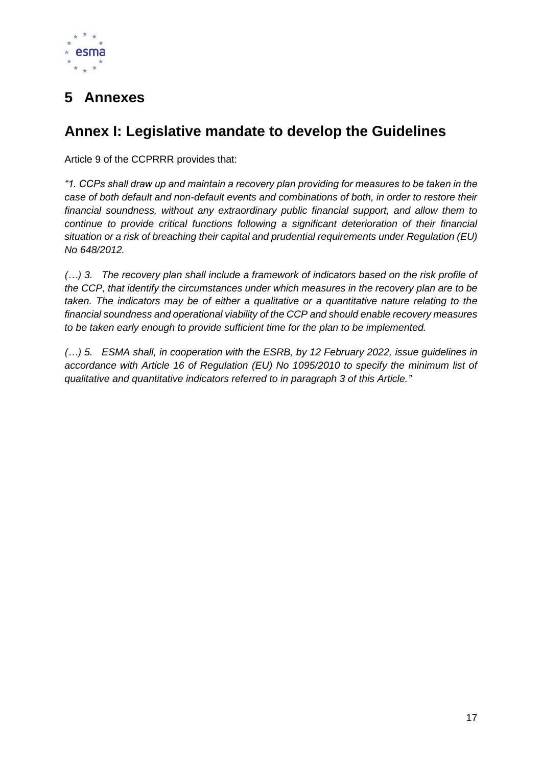# 5 Annexes

## Annex I: Legislative mandate to develop the Guidelines

Article 9 of the CCPRRR provides that:

*"1. CCPs shall draw up and maintain a recovery plan providing for measures to be taken in the case of both default and non-default events and combinations of both, in order to restore their financial soundness, without any extraordinary public financial support, and allow them to continue to provide critical functions following a significant deterioration of their financial situation or a risk of breaching their capital and prudential requirements under Regulation (EU) No 648/2012.*

*(…) 3. The recovery plan shall include a framework of indicators based on the risk profile of the CCP, that identify the circumstances under which measures in the recovery plan are to be taken. The indicators may be of either a qualitative or a quantitative nature relating to the financial soundness and operational viability of the CCP and should enable recovery measures to be taken early enough to provide sufficient time for the plan to be implemented.*

*(…) 5. ESMA shall, in cooperation with the ESRB, by 12 February 2022, issue guidelines in accordance with Article 16 of Regulation (EU) No 1095/2010 to specify the minimum list of qualitative and quantitative indicators referred to in paragraph 3 of this Article."*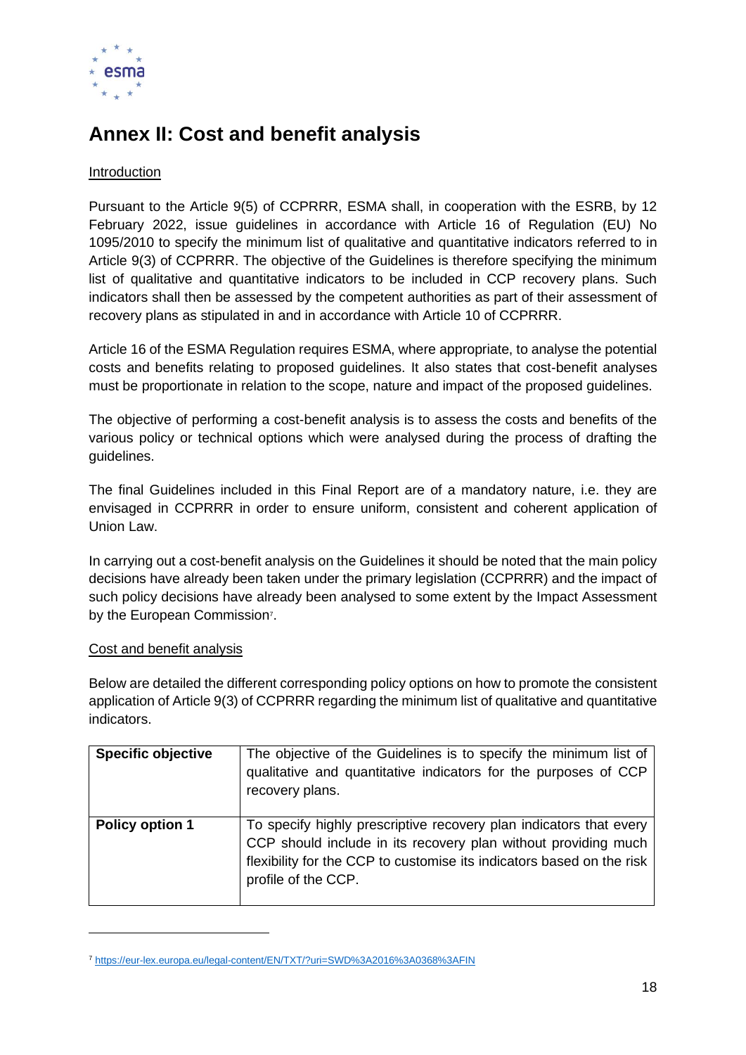# Annex II: Cost and benefit analysis

Introduction

Pursuant to the Article 9(5) of CCPRRR, ESMA shall, in cooperation with the ESRB, by 12 February 2022, issue guidelines in accordance with Article 16 of Regulation (EU) No 1095/2010 to specify the minimum list of qualitative and quantitative indicators referred to in Article 9(3) of CCPRRR. The objective of the Guidelines is therefore specifying the minimum list of qualitative and quantitative indicators to be included in CCP recovery plans. Such indicators shall then be assessed by the competent authorities as part of their assessment of recovery plans as stipulated in and in accordance with Article 10 of CCPRRR.

Article 16 of the ESMA Regulation requires ESMA, where appropriate, to analyse the potential costs and benefits relating to proposed guidelines. It also states that cost-benefit analyses must be proportionate in relation to the scope, nature and impact of the proposed guidelines.

The objective of performing a cost-benefit analysis is to assess the costs and benefits of the various policy or technical options which were analysed during the process of drafting the guidelines.

The final Guidelines included in this Final Report are of a mandatory nature, i.e. they are envisaged in CCPRRR in order to ensure uniform, consistent and coherent application of Union Law.

In carrying out a cost-benefit analysis on the Guidelines it should be noted that the main policy decisions have already been taken under the primary legislation (CCPRRR) and the impact of such policy decisions have already been analysed to some extent by the Impact Assessment by the European Commission[7].

Cost and benefit analysis

Below are detailed the different corresponding policy options on how to promote the consistent application of Article 9(3) of CCPRRR regarding the minimum list of qualitative and quantitative indicators.

| **Specific objective** | The objective of the Guidelines is to specify the minimum list of qualitative and quantitative indicators for the purposes of CCP recovery plans. |
|---|---|
| **Policy option 1** | To specify highly prescriptive recovery plan indicators that every CCP should include in its recovery plan without providing much flexibility for the CCP to customise its indicators based on the risk profile of the CCP. |

[7] https://eur-lex.europa.eu/legal-content/EN/TXT/?uri=SWD%3A2016%3A0368%3AFIN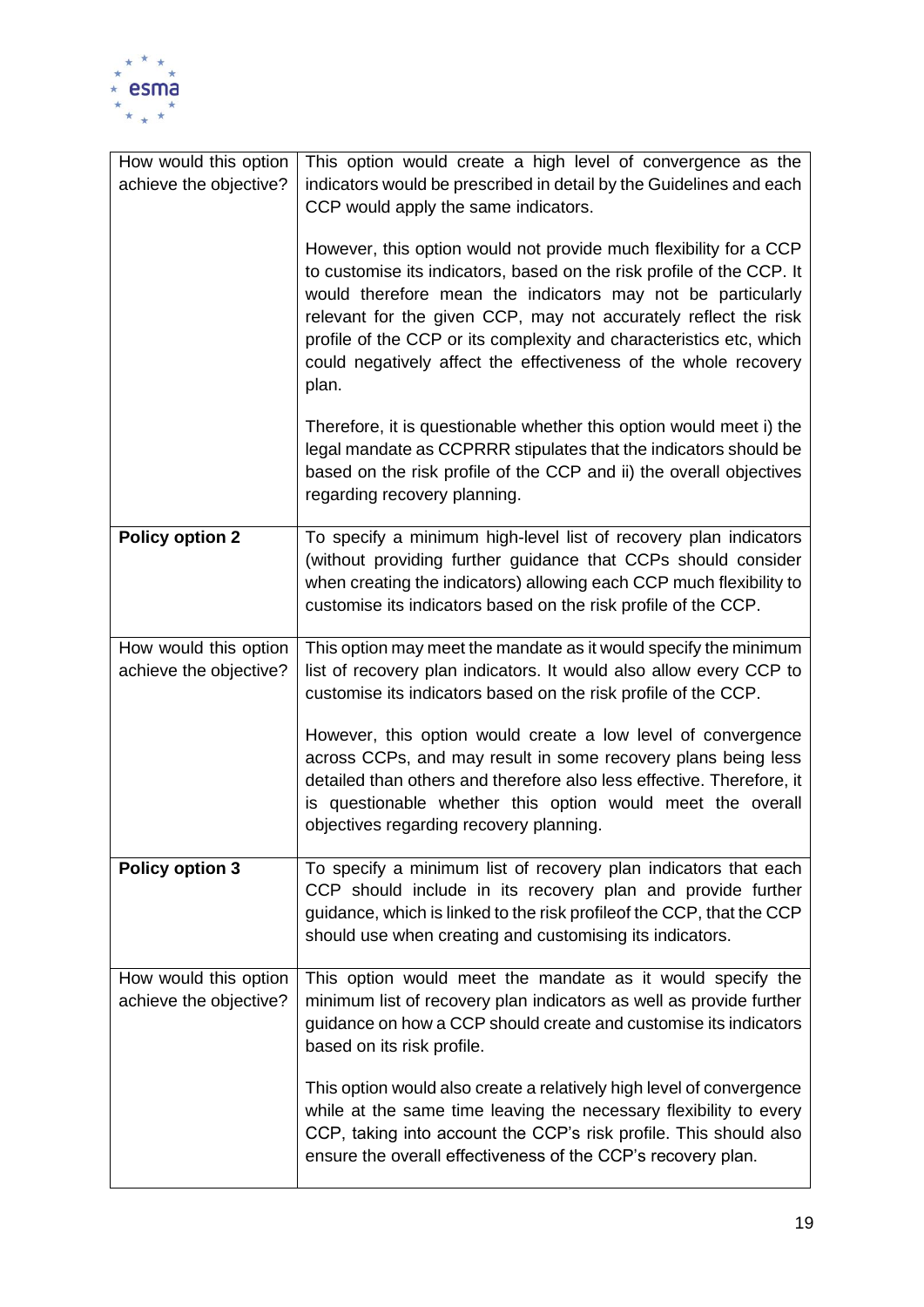| | |
|---|---|
| How would this option achieve the objective? | This option would create a high level of convergence as the indicators would be prescribed in detail by the Guidelines and each CCP would apply the same indicators.<br><br>However, this option would not provide much flexibility for a CCP to customise its indicators, based on the risk profile of the CCP. It would therefore mean the indicators may not be particularly relevant for the given CCP, may not accurately reflect the risk profile of the CCP or its complexity and characteristics etc, which could negatively affect the effectiveness of the whole recovery plan.<br><br>Therefore, it is questionable whether this option would meet i) the legal mandate as CCPRRR stipulates that the indicators should be based on the risk profile of the CCP and ii) the overall objectives regarding recovery planning. |
| **Policy option 2** | To specify a minimum high-level list of recovery plan indicators (without providing further guidance that CCPs should consider when creating the indicators) allowing each CCP much flexibility to customise its indicators based on the risk profile of the CCP. |
| How would this option achieve the objective? | This option may meet the mandate as it would specify the minimum list of recovery plan indicators. It would also allow every CCP to customise its indicators based on the risk profile of the CCP.<br><br>However, this option would create a low level of convergence across CCPs, and may result in some recovery plans being less detailed than others and therefore also less effective. Therefore, it is questionable whether this option would meet the overall objectives regarding recovery planning. |
| **Policy option 3** | To specify a minimum list of recovery plan indicators that each CCP should include in its recovery plan and provide further guidance, which is linked to the risk profileof the CCP, that the CCP should use when creating and customising its indicators. |
| How would this option achieve the objective? | This option would meet the mandate as it would specify the minimum list of recovery plan indicators as well as provide further guidance on how a CCP should create and customise its indicators based on its risk profile.<br><br>This option would also create a relatively high level of convergence while at the same time leaving the necessary flexibility to every CCP, taking into account the CCP's risk profile. This should also ensure the overall effectiveness of the CCP's recovery plan. |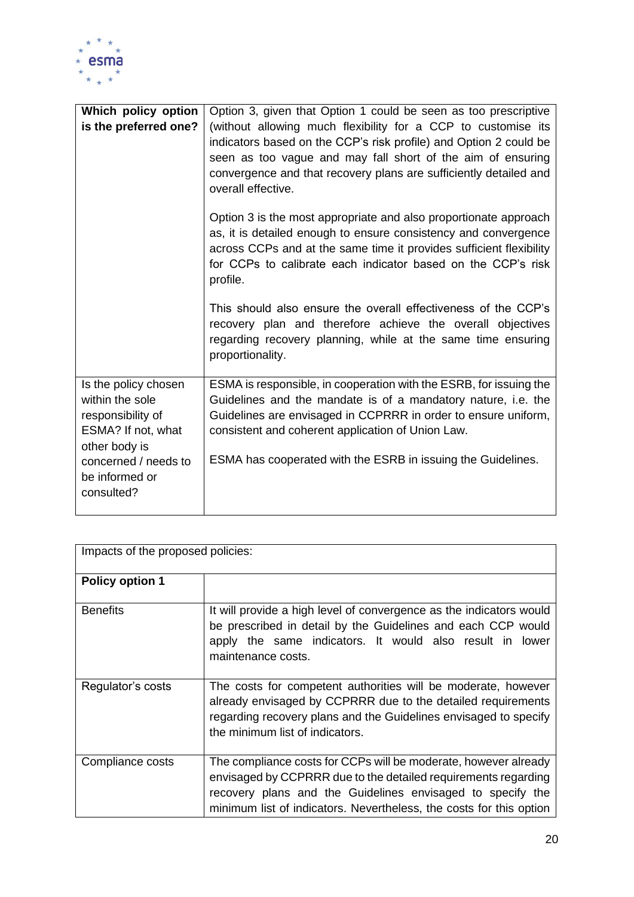| **Which policy option is the preferred one?** | Option 3, given that Option 1 could be seen as too prescriptive (without allowing much flexibility for a CCP to customise its indicators based on the CCP's risk profile) and Option 2 could be seen as too vague and may fall short of the aim of ensuring convergence and that recovery plans are sufficiently detailed and overall effective.<br><br>Option 3 is the most appropriate and also proportionate approach as, it is detailed enough to ensure consistency and convergence across CCPs and at the same time it provides sufficient flexibility for CCPs to calibrate each indicator based on the CCP's risk profile.<br><br>This should also ensure the overall effectiveness of the CCP's recovery plan and therefore achieve the overall objectives regarding recovery planning, while at the same time ensuring proportionality. |
|---|---|
| Is the policy chosen within the sole responsibility of ESMA? If not, what other body is concerned / needs to be informed or consulted? | ESMA is responsible, in cooperation with the ESRB, for issuing the Guidelines and the mandate is of a mandatory nature, i.e. the Guidelines are envisaged in CCPRRR in order to ensure uniform, consistent and coherent application of Union Law.<br><br>ESMA has cooperated with the ESRB in issuing the Guidelines. |

| Impacts of the proposed policies: | |
|---|---|
| **Policy option 1** | |
| Benefits | It will provide a high level of convergence as the indicators would be prescribed in detail by the Guidelines and each CCP would apply the same indicators. It would also result in lower maintenance costs. |
| Regulator's costs | The costs for competent authorities will be moderate, however already envisaged by CCPRRR due to the detailed requirements regarding recovery plans and the Guidelines envisaged to specify the minimum list of indicators. |
| Compliance costs | The compliance costs for CCPs will be moderate, however already envisaged by CCPRRR due to the detailed requirements regarding recovery plans and the Guidelines envisaged to specify the minimum list of indicators. Nevertheless, the costs for this option |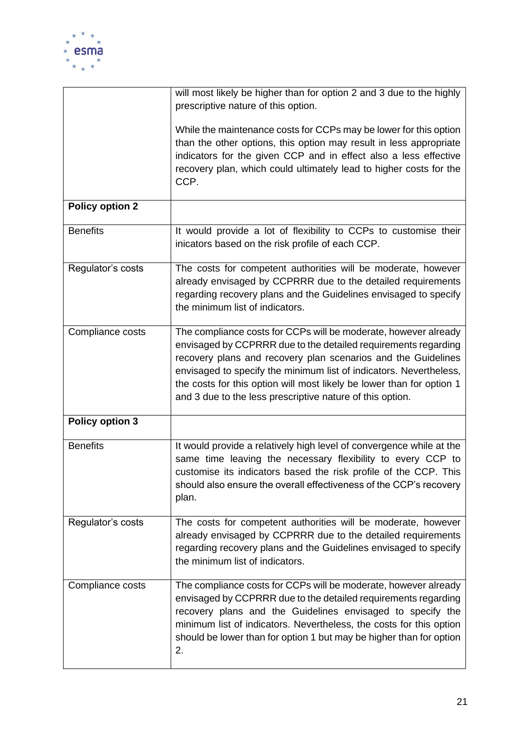| | |
|---|---|
| | will most likely be higher than for option 2 and 3 due to the highly prescriptive nature of this option.<br><br>While the maintenance costs for CCPs may be lower for this option than the other options, this option may result in less appropriate indicators for the given CCP and in effect also a less effective recovery plan, which could ultimately lead to higher costs for the CCP. |
| **Policy option 2** | |
| Benefits | It would provide a lot of flexibility to CCPs to customise their inicators based on the risk profile of each CCP. |
| Regulator's costs | The costs for competent authorities will be moderate, however already envisaged by CCPRRR due to the detailed requirements regarding recovery plans and the Guidelines envisaged to specify the minimum list of indicators. |
| Compliance costs | The compliance costs for CCPs will be moderate, however already envisaged by CCPRRR due to the detailed requirements regarding recovery plans and recovery plan scenarios and the Guidelines envisaged to specify the minimum list of indicators. Nevertheless, the costs for this option will most likely be lower than for option 1 and 3 due to the less prescriptive nature of this option. |
| **Policy option 3** | |
| Benefits | It would provide a relatively high level of convergence while at the same time leaving the necessary flexibility to every CCP to customise its indicators based the risk profile of the CCP. This should also ensure the overall effectiveness of the CCP's recovery plan. |
| Regulator's costs | The costs for competent authorities will be moderate, however already envisaged by CCPRRR due to the detailed requirements regarding recovery plans and the Guidelines envisaged to specify the minimum list of indicators. |
| Compliance costs | The compliance costs for CCPs will be moderate, however already envisaged by CCPRRR due to the detailed requirements regarding recovery plans and the Guidelines envisaged to specify the minimum list of indicators. Nevertheless, the costs for this option should be lower than for option 1 but may be higher than for option 2. |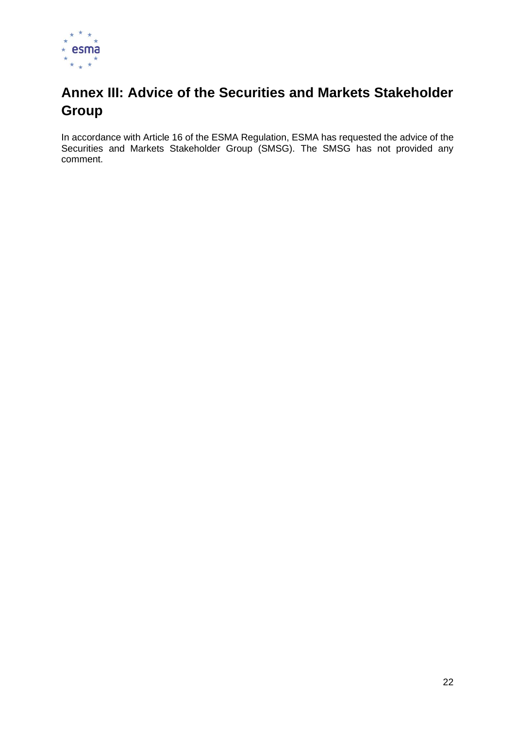# Annex III: Advice of the Securities and Markets Stakeholder Group

In accordance with Article 16 of the ESMA Regulation, ESMA has requested the advice of the Securities and Markets Stakeholder Group (SMSG). The SMSG has not provided any comment.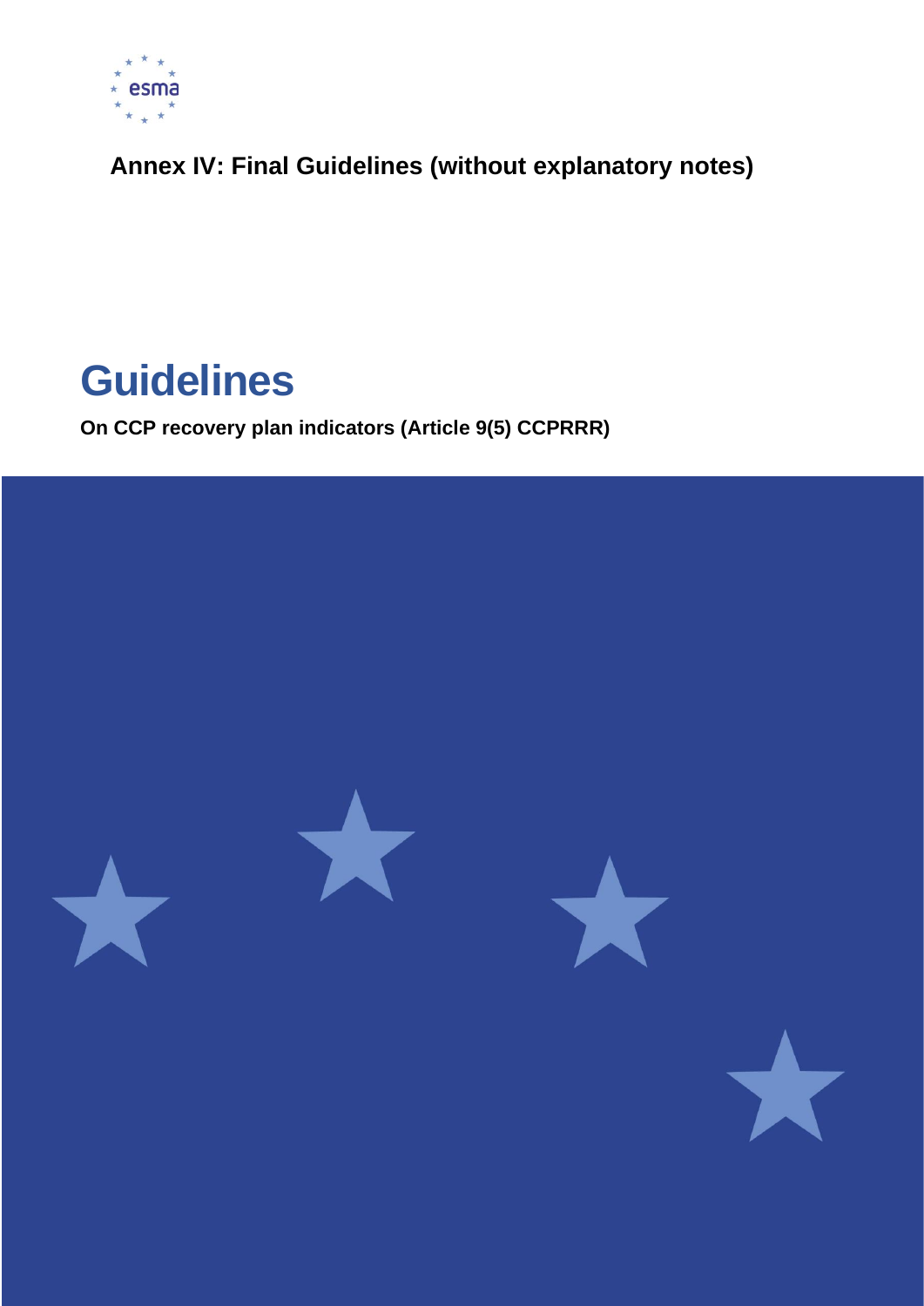# Annex IV: Final Guidelines (without explanatory notes)

# Guidelines

**On CCP recovery plan indicators (Article 9(5) CCPRRR)**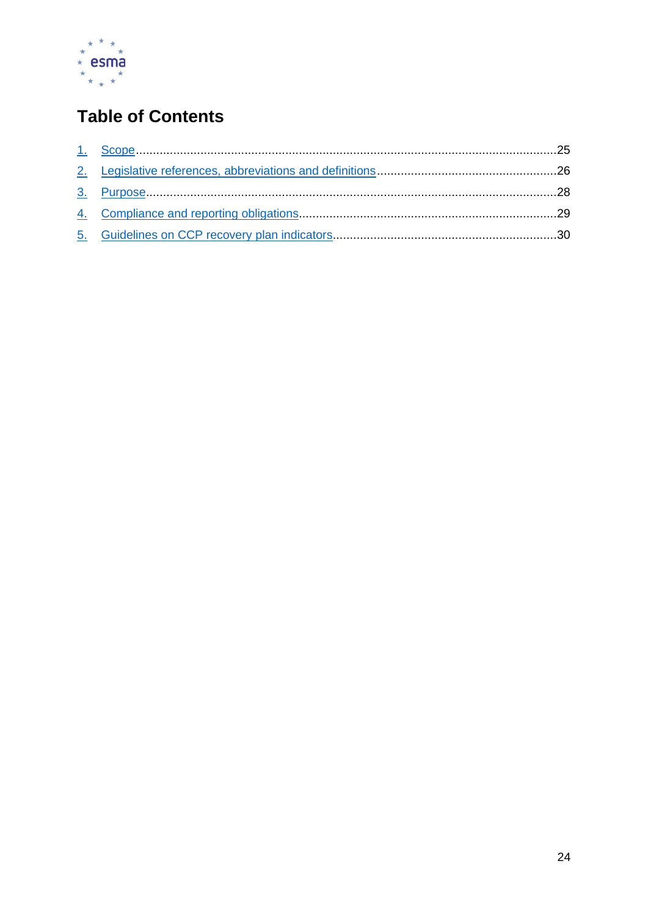# Table of Contents

1. Scope........................................................................................................................25
2. Legislative references, abbreviations and definitions.....................................................26
3. Purpose......................................................................................................................28
4. Compliance and reporting obligations...........................................................................29
5. Guidelines on CCP recovery plan indicators..................................................................30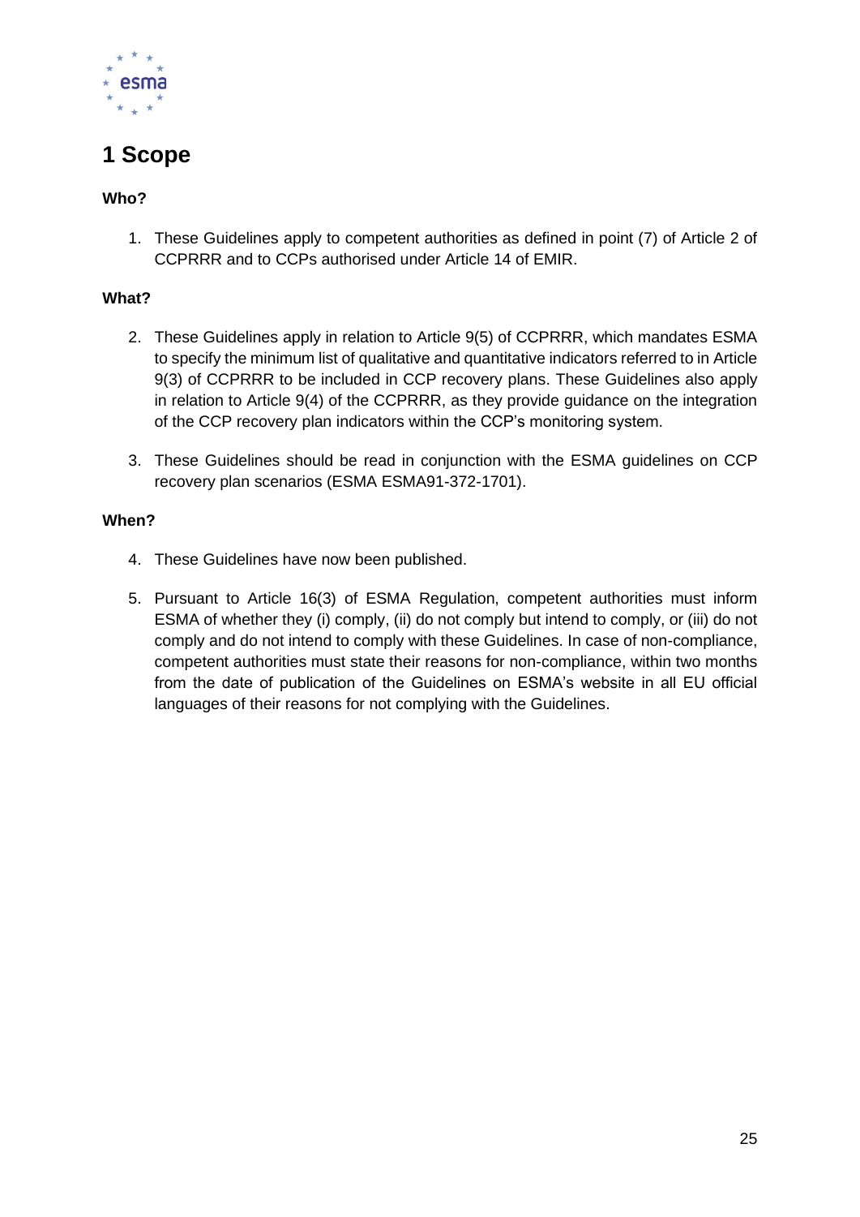# 1 Scope

**Who?**

1. These Guidelines apply to competent authorities as defined in point (7) of Article 2 of CCPRRR and to CCPs authorised under Article 14 of EMIR.

**What?**

2. These Guidelines apply in relation to Article 9(5) of CCPRRR, which mandates ESMA to specify the minimum list of qualitative and quantitative indicators referred to in Article 9(3) of CCPRRR to be included in CCP recovery plans. These Guidelines also apply in relation to Article 9(4) of the CCPRRR, as they provide guidance on the integration of the CCP recovery plan indicators within the CCP's monitoring system.

3. These Guidelines should be read in conjunction with the ESMA guidelines on CCP recovery plan scenarios (ESMA ESMA91-372-1701).

**When?**

4. These Guidelines have now been published.

5. Pursuant to Article 16(3) of ESMA Regulation, competent authorities must inform ESMA of whether they (i) comply, (ii) do not comply but intend to comply, or (iii) do not comply and do not intend to comply with these Guidelines. In case of non-compliance, competent authorities must state their reasons for non-compliance, within two months from the date of publication of the Guidelines on ESMA's website in all EU official languages of their reasons for not complying with the Guidelines.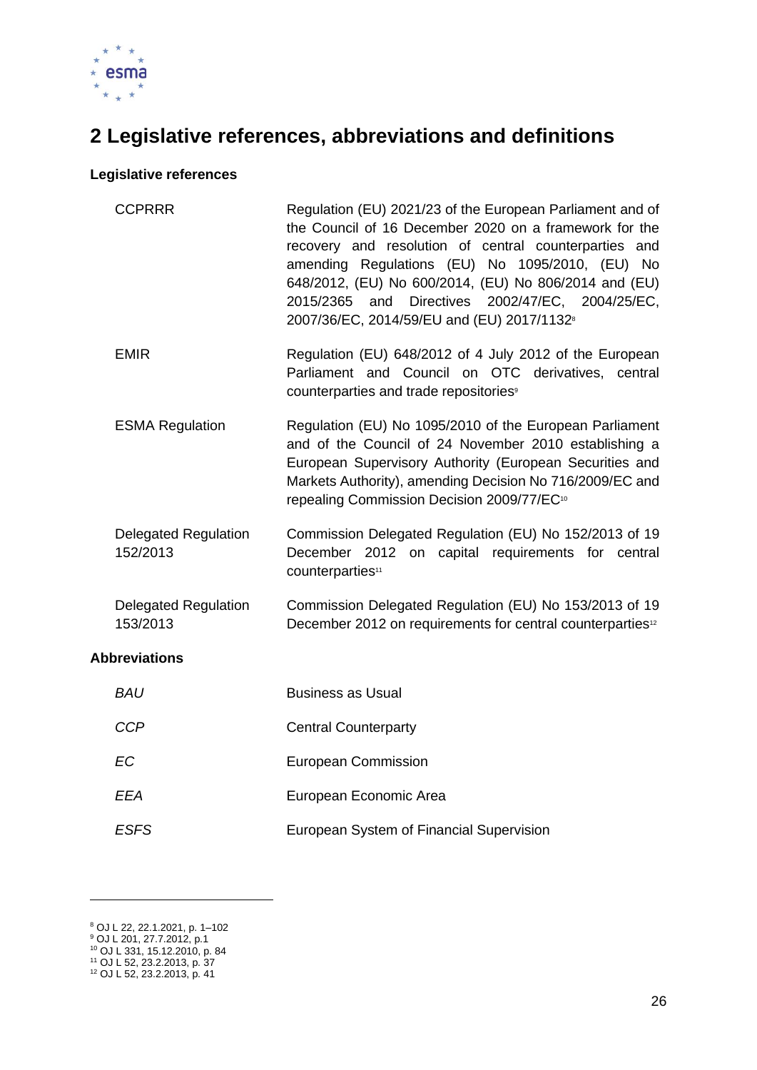# 2 Legislative references, abbreviations and definitions

**Legislative references**

| | |
|---|---|
| CCPRRR | Regulation (EU) 2021/23 of the European Parliament and of the Council of 16 December 2020 on a framework for the recovery and resolution of central counterparties and amending Regulations (EU) No 1095/2010, (EU) No 648/2012, (EU) No 600/2014, (EU) No 806/2014 and (EU) 2015/2365 and Directives 2002/47/EC, 2004/25/EC, 2007/36/EC, 2014/59/EU and (EU) 2017/1132[8] |
| EMIR | Regulation (EU) 648/2012 of 4 July 2012 of the European Parliament and Council on OTC derivatives, central counterparties and trade repositories[9] |
| ESMA Regulation | Regulation (EU) No 1095/2010 of the European Parliament and of the Council of 24 November 2010 establishing a European Supervisory Authority (European Securities and Markets Authority), amending Decision No 716/2009/EC and repealing Commission Decision 2009/77/EC[10] |
| Delegated Regulation 152/2013 | Commission Delegated Regulation (EU) No 152/2013 of 19 December 2012 on capital requirements for central counterparties[11] |
| Delegated Regulation 153/2013 | Commission Delegated Regulation (EU) No 153/2013 of 19 December 2012 on requirements for central counterparties[12] |

**Abbreviations**

| | |
|---|---|
| *BAU* | Business as Usual |
| *CCP* | Central Counterparty |
| *EC* | European Commission |
| *EEA* | European Economic Area |
| *ESFS* | European System of Financial Supervision |

[8] OJ L 22, 22.1.2021, p. 1–102
[9] OJ L 201, 27.7.2012, p.1
[10] OJ L 331, 15.12.2010, p. 84
[11] OJ L 52, 23.2.2013, p. 37
[12] OJ L 52, 23.2.2013, p. 41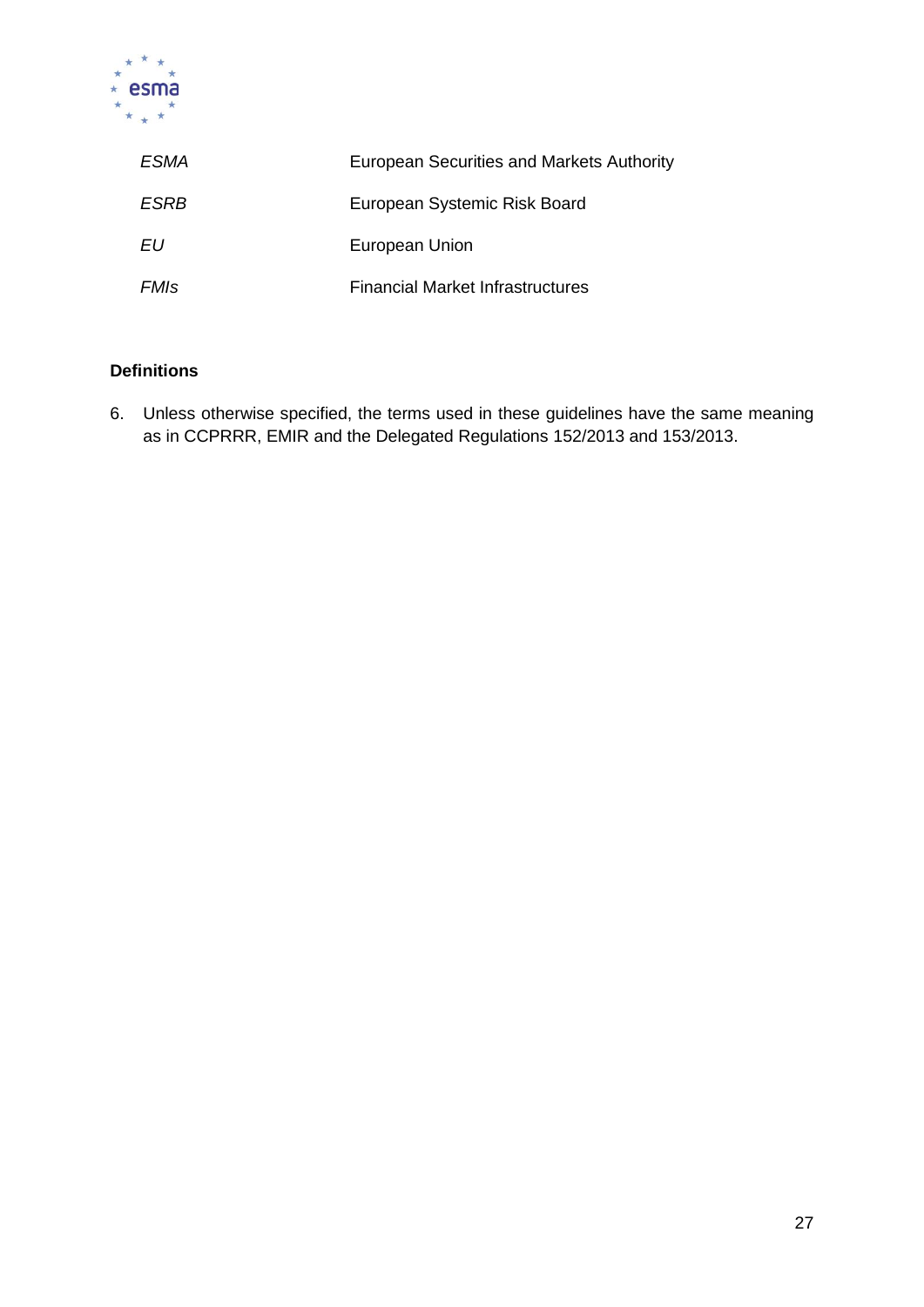| | |
|---|---|
| *ESMA* | European Securities and Markets Authority |
| *ESRB* | European Systemic Risk Board |
| *EU* | European Union |
| *FMIs* | Financial Market Infrastructures |

**Definitions**

6. Unless otherwise specified, the terms used in these guidelines have the same meaning as in CCPRRR, EMIR and the Delegated Regulations 152/2013 and 153/2013.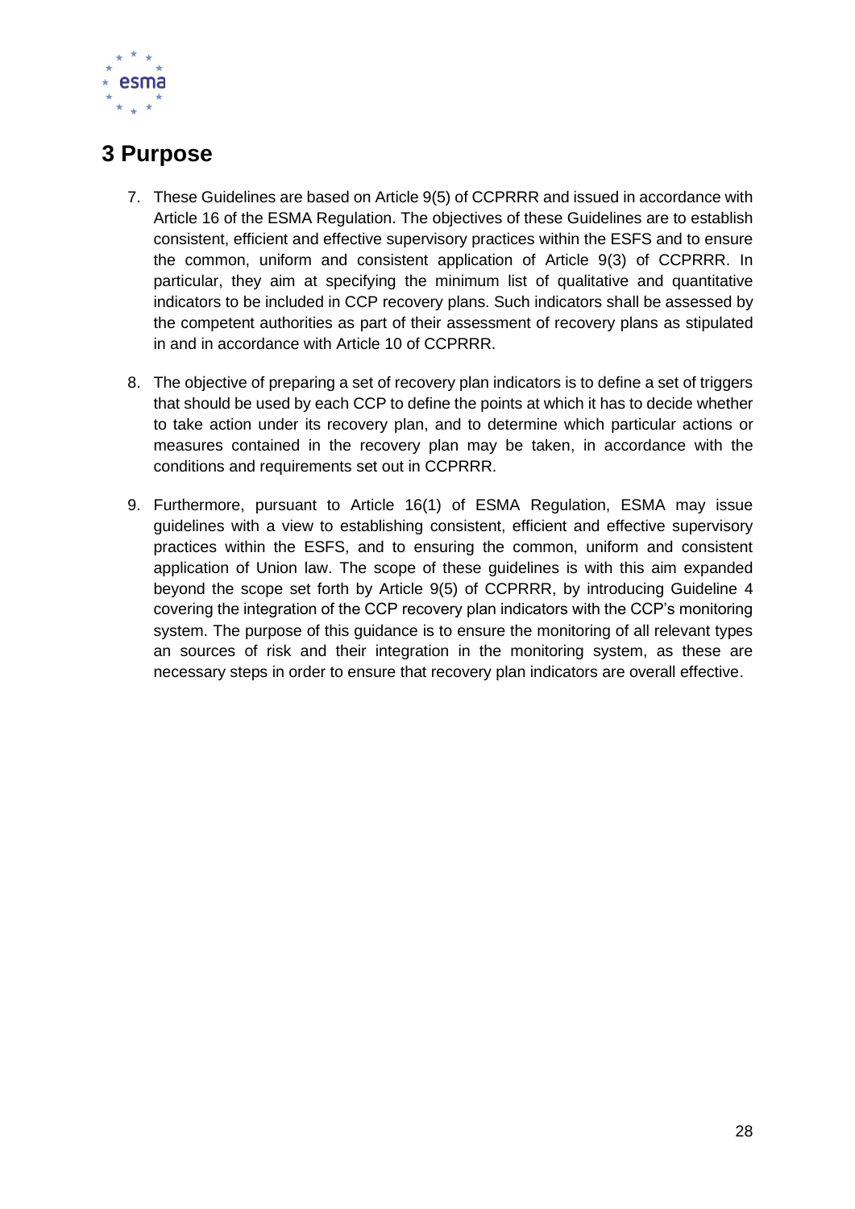# 3 Purpose

7. These Guidelines are based on Article 9(5) of CCPRRR and issued in accordance with Article 16 of the ESMA Regulation. The objectives of these Guidelines are to establish consistent, efficient and effective supervisory practices within the ESFS and to ensure the common, uniform and consistent application of Article 9(3) of CCPRRR. In particular, they aim at specifying the minimum list of qualitative and quantitative indicators to be included in CCP recovery plans. Such indicators shall be assessed by the competent authorities as part of their assessment of recovery plans as stipulated in and in accordance with Article 10 of CCPRRR.

8. The objective of preparing a set of recovery plan indicators is to define a set of triggers that should be used by each CCP to define the points at which it has to decide whether to take action under its recovery plan, and to determine which particular actions or measures contained in the recovery plan may be taken, in accordance with the conditions and requirements set out in CCPRRR.

9. Furthermore, pursuant to Article 16(1) of ESMA Regulation, ESMA may issue guidelines with a view to establishing consistent, efficient and effective supervisory practices within the ESFS, and to ensuring the common, uniform and consistent application of Union law. The scope of these guidelines is with this aim expanded beyond the scope set forth by Article 9(5) of CCPRRR, by introducing Guideline 4 covering the integration of the CCP recovery plan indicators with the CCP's monitoring system. The purpose of this guidance is to ensure the monitoring of all relevant types an sources of risk and their integration in the monitoring system, as these are necessary steps in order to ensure that recovery plan indicators are overall effective.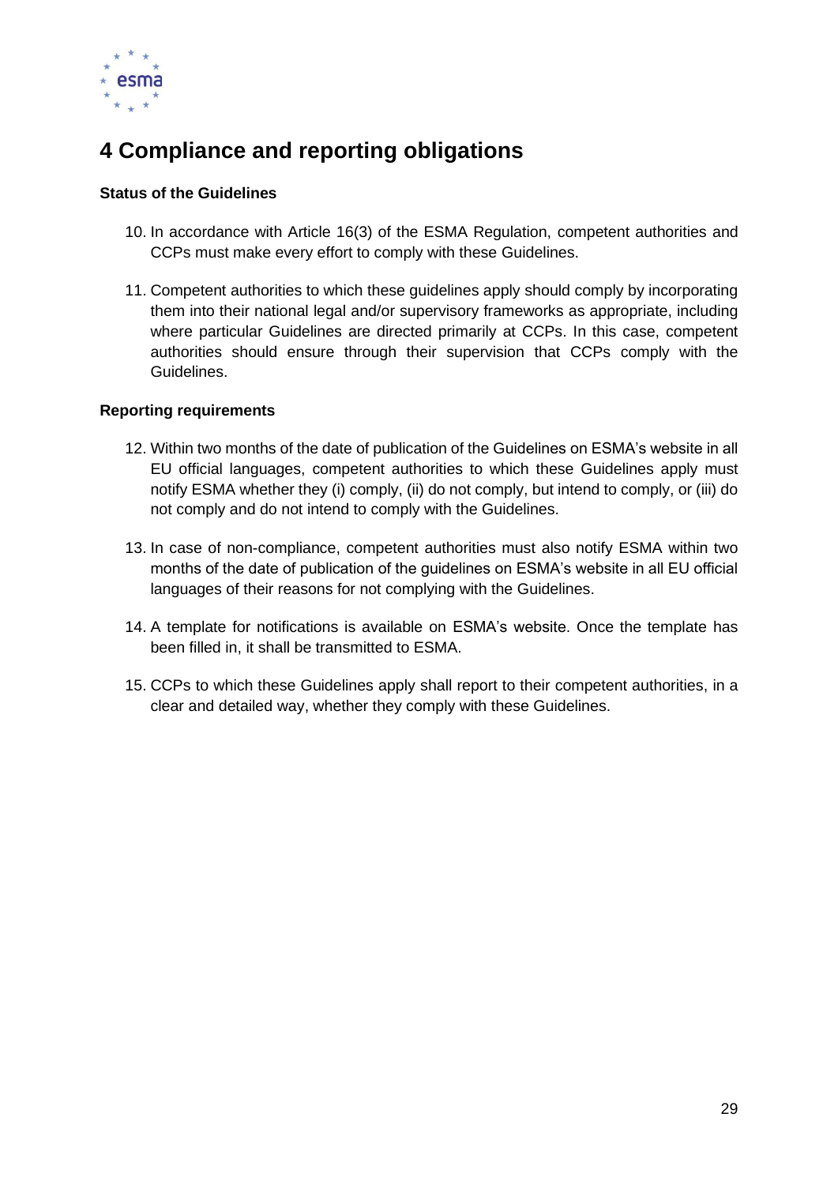# 4 Compliance and reporting obligations

**Status of the Guidelines**

10. In accordance with Article 16(3) of the ESMA Regulation, competent authorities and CCPs must make every effort to comply with these Guidelines.

11. Competent authorities to which these guidelines apply should comply by incorporating them into their national legal and/or supervisory frameworks as appropriate, including where particular Guidelines are directed primarily at CCPs. In this case, competent authorities should ensure through their supervision that CCPs comply with the Guidelines.

**Reporting requirements**

12. Within two months of the date of publication of the Guidelines on ESMA's website in all EU official languages, competent authorities to which these Guidelines apply must notify ESMA whether they (i) comply, (ii) do not comply, but intend to comply, or (iii) do not comply and do not intend to comply with the Guidelines.

13. In case of non-compliance, competent authorities must also notify ESMA within two months of the date of publication of the guidelines on ESMA's website in all EU official languages of their reasons for not complying with the Guidelines.

14. A template for notifications is available on ESMA's website. Once the template has been filled in, it shall be transmitted to ESMA.

15. CCPs to which these Guidelines apply shall report to their competent authorities, in a clear and detailed way, whether they comply with these Guidelines.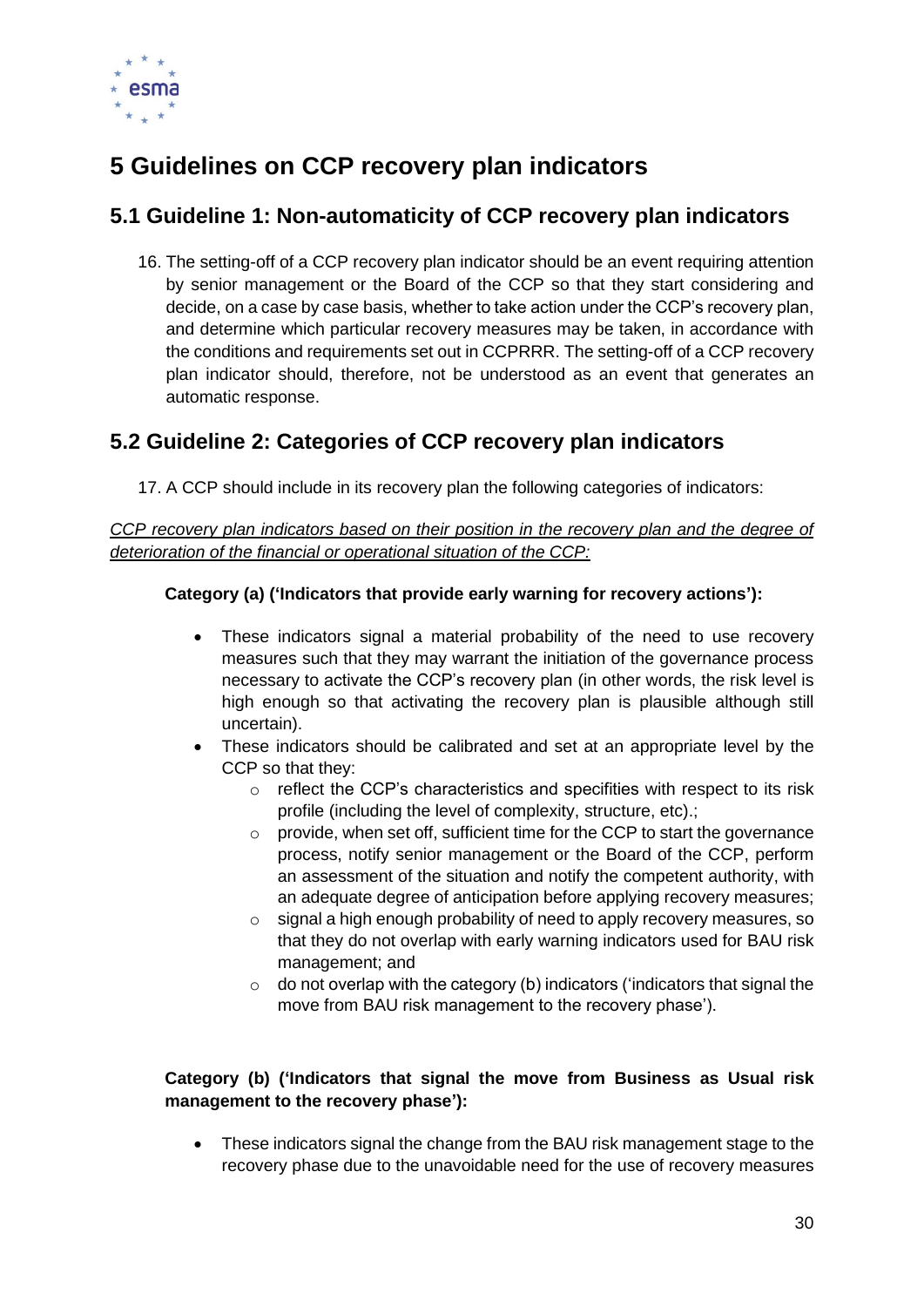# 5 Guidelines on CCP recovery plan indicators

## 5.1 Guideline 1: Non-automaticity of CCP recovery plan indicators

16. The setting-off of a CCP recovery plan indicator should be an event requiring attention by senior management or the Board of the CCP so that they start considering and decide, on a case by case basis, whether to take action under the CCP's recovery plan, and determine which particular recovery measures may be taken, in accordance with the conditions and requirements set out in CCPRRR. The setting-off of a CCP recovery plan indicator should, therefore, not be understood as an event that generates an automatic response.

## 5.2 Guideline 2: Categories of CCP recovery plan indicators

17. A CCP should include in its recovery plan the following categories of indicators:

*CCP recovery plan indicators based on their position in the recovery plan and the degree of deterioration of the financial or operational situation of the CCP:*

**Category (a) ('Indicators that provide early warning for recovery actions'):**

- These indicators signal a material probability of the need to use recovery measures such that they may warrant the initiation of the governance process necessary to activate the CCP's recovery plan (in other words, the risk level is high enough so that activating the recovery plan is plausible although still uncertain).
- These indicators should be calibrated and set at an appropriate level by the CCP so that they:
    - reflect the CCP's characteristics and specifities with respect to its risk profile (including the level of complexity, structure, etc).;
    - provide, when set off, sufficient time for the CCP to start the governance process, notify senior management or the Board of the CCP, perform an assessment of the situation and notify the competent authority, with an adequate degree of anticipation before applying recovery measures;
    - signal a high enough probability of need to apply recovery measures, so that they do not overlap with early warning indicators used for BAU risk management; and
    - do not overlap with the category (b) indicators ('indicators that signal the move from BAU risk management to the recovery phase').

**Category (b) ('Indicators that signal the move from Business as Usual risk management to the recovery phase'):**

- These indicators signal the change from the BAU risk management stage to the recovery phase due to the unavoidable need for the use of recovery measures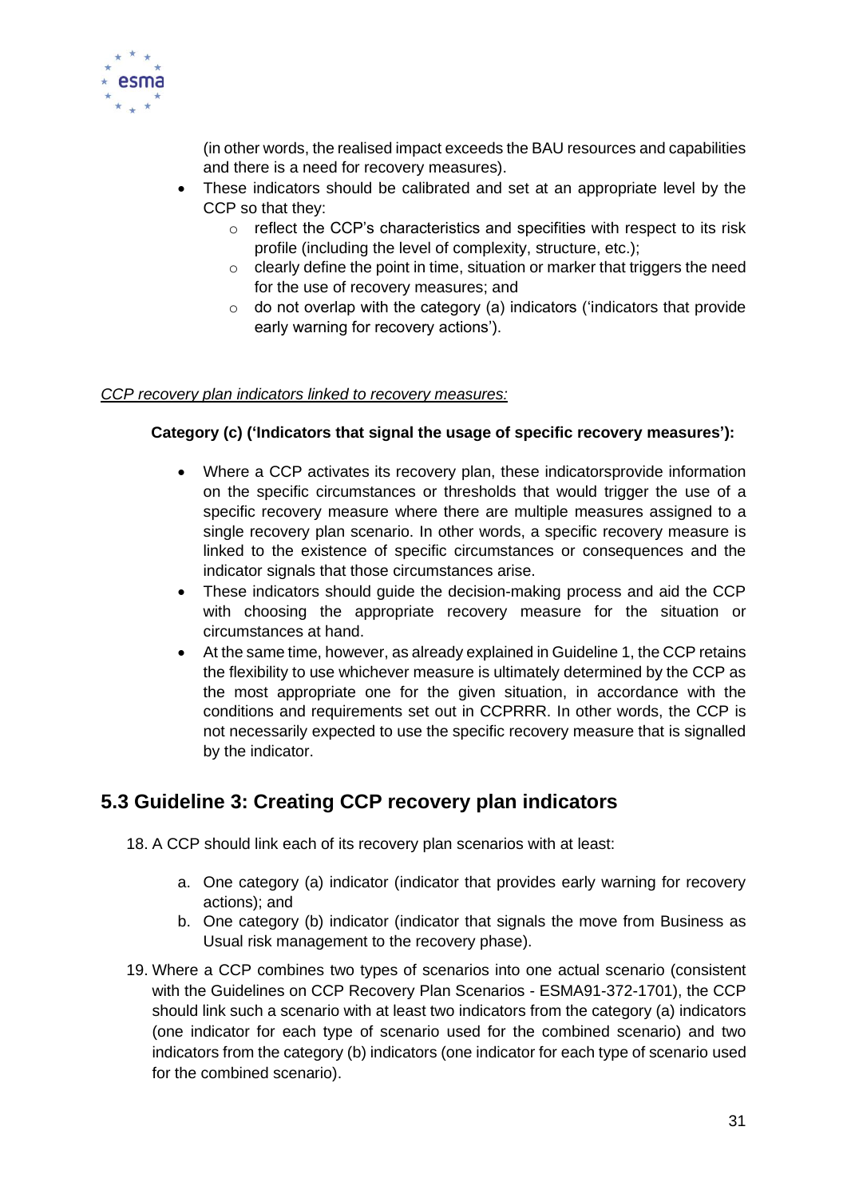(in other words, the realised impact exceeds the BAU resources and capabilities and there is a need for recovery measures).

- These indicators should be calibrated and set at an appropriate level by the CCP so that they:
  - reflect the CCP's characteristics and specifities with respect to its risk profile (including the level of complexity, structure, etc.);
  - clearly define the point in time, situation or marker that triggers the need for the use of recovery measures; and
  - do not overlap with the category (a) indicators ('indicators that provide early warning for recovery actions').

*CCP recovery plan indicators linked to recovery measures:*

**Category (c) ('Indicators that signal the usage of specific recovery measures'):**

- Where a CCP activates its recovery plan, these indicatorsprovide information on the specific circumstances or thresholds that would trigger the use of a specific recovery measure where there are multiple measures assigned to a single recovery plan scenario. In other words, a specific recovery measure is linked to the existence of specific circumstances or consequences and the indicator signals that those circumstances arise.
- These indicators should guide the decision-making process and aid the CCP with choosing the appropriate recovery measure for the situation or circumstances at hand.
- At the same time, however, as already explained in Guideline 1, the CCP retains the flexibility to use whichever measure is ultimately determined by the CCP as the most appropriate one for the given situation, in accordance with the conditions and requirements set out in CCPRRR. In other words, the CCP is not necessarily expected to use the specific recovery measure that is signalled by the indicator.

## 5.3 Guideline 3: Creating CCP recovery plan indicators

18. A CCP should link each of its recovery plan scenarios with at least:

    a. One category (a) indicator (indicator that provides early warning for recovery actions); and

    b. One category (b) indicator (indicator that signals the move from Business as Usual risk management to the recovery phase).

19. Where a CCP combines two types of scenarios into one actual scenario (consistent with the Guidelines on CCP Recovery Plan Scenarios - ESMA91-372-1701), the CCP should link such a scenario with at least two indicators from the category (a) indicators (one indicator for each type of scenario used for the combined scenario) and two indicators from the category (b) indicators (one indicator for each type of scenario used for the combined scenario).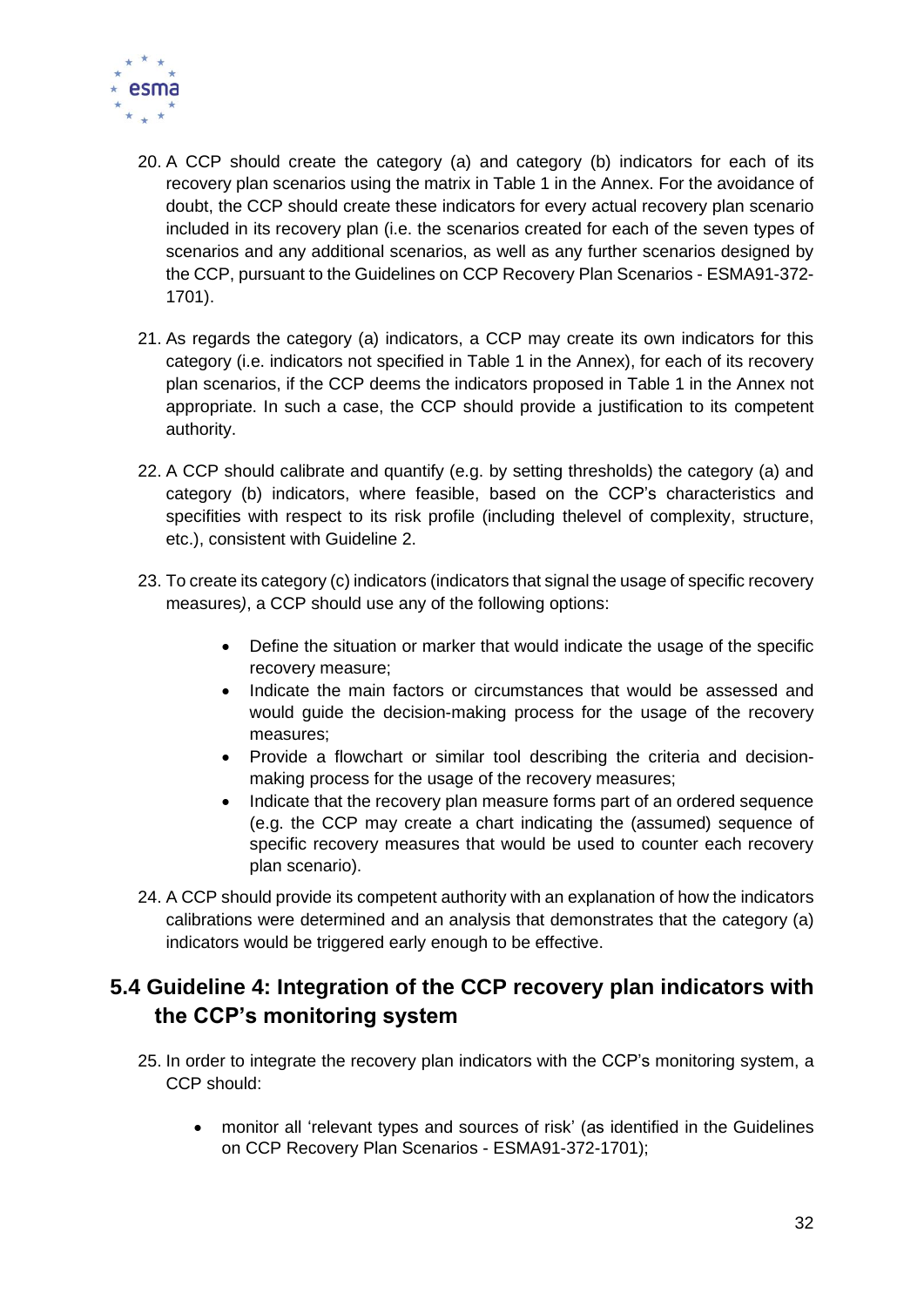20. A CCP should create the category (a) and category (b) indicators for each of its recovery plan scenarios using the matrix in Table 1 in the Annex. For the avoidance of doubt, the CCP should create these indicators for every actual recovery plan scenario included in its recovery plan (i.e. the scenarios created for each of the seven types of scenarios and any additional scenarios, as well as any further scenarios designed by the CCP, pursuant to the Guidelines on CCP Recovery Plan Scenarios - ESMA91-372-1701).

21. As regards the category (a) indicators, a CCP may create its own indicators for this category (i.e. indicators not specified in Table 1 in the Annex), for each of its recovery plan scenarios, if the CCP deems the indicators proposed in Table 1 in the Annex not appropriate. In such a case, the CCP should provide a justification to its competent authority.

22. A CCP should calibrate and quantify (e.g. by setting thresholds) the category (a) and category (b) indicators, where feasible, based on the CCP's characteristics and specifities with respect to its risk profile (including thelevel of complexity, structure, etc.), consistent with Guideline 2.

23. To create its category (c) indicators (indicators that signal the usage of specific recovery measures), a CCP should use any of the following options:

    - Define the situation or marker that would indicate the usage of the specific recovery measure;
    - Indicate the main factors or circumstances that would be assessed and would guide the decision-making process for the usage of the recovery measures;
    - Provide a flowchart or similar tool describing the criteria and decision-making process for the usage of the recovery measures;
    - Indicate that the recovery plan measure forms part of an ordered sequence (e.g. the CCP may create a chart indicating the (assumed) sequence of specific recovery measures that would be used to counter each recovery plan scenario).

24. A CCP should provide its competent authority with an explanation of how the indicators calibrations were determined and an analysis that demonstrates that the category (a) indicators would be triggered early enough to be effective.

## 5.4 Guideline 4: Integration of the CCP recovery plan indicators with the CCP's monitoring system

25. In order to integrate the recovery plan indicators with the CCP's monitoring system, a CCP should:

    - monitor all 'relevant types and sources of risk' (as identified in the Guidelines on CCP Recovery Plan Scenarios - ESMA91-372-1701);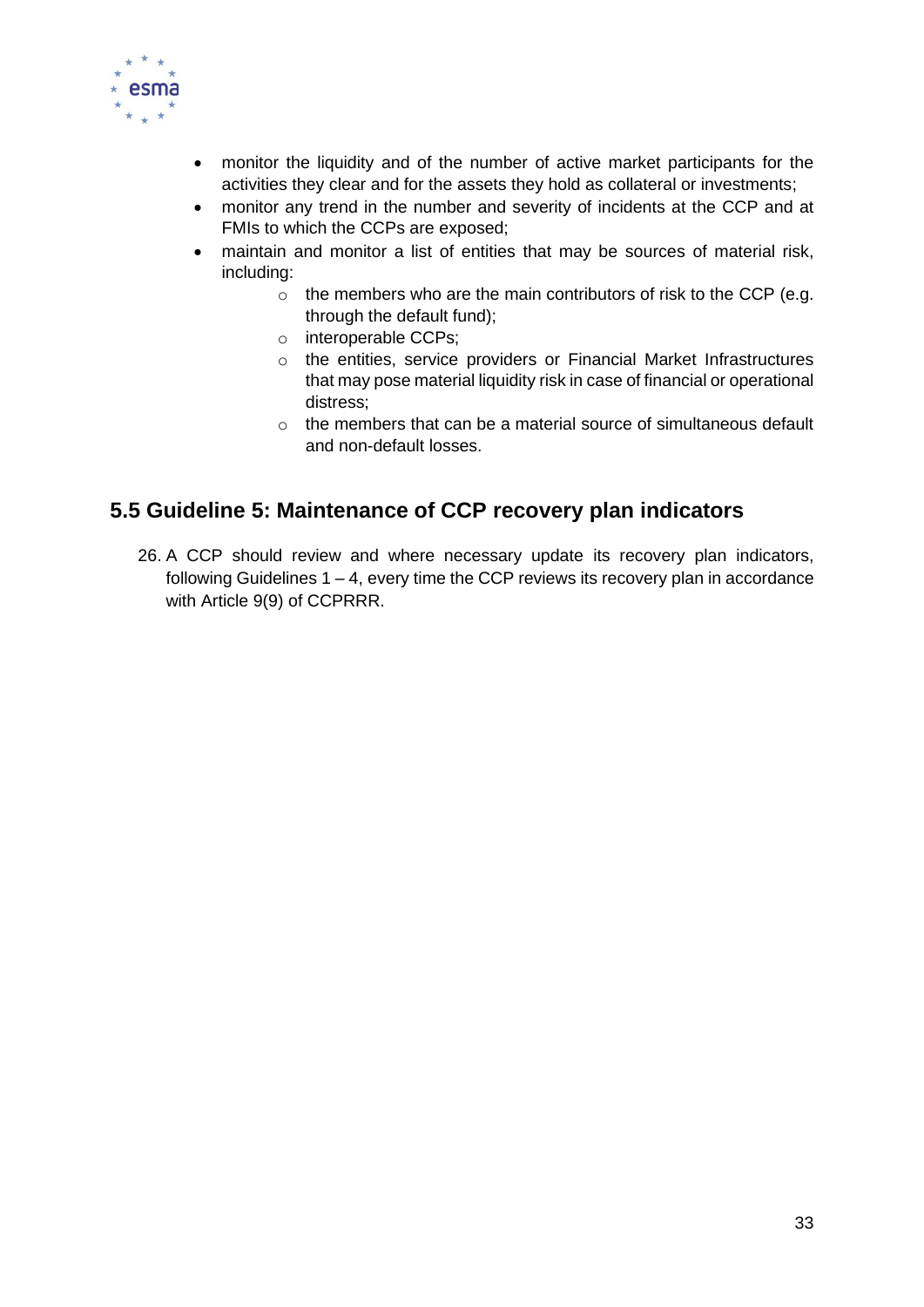- monitor the liquidity and of the number of active market participants for the activities they clear and for the assets they hold as collateral or investments;
- monitor any trend in the number and severity of incidents at the CCP and at FMIs to which the CCPs are exposed;
- maintain and monitor a list of entities that may be sources of material risk, including:
  - the members who are the main contributors of risk to the CCP (e.g. through the default fund);
  - interoperable CCPs;
  - the entities, service providers or Financial Market Infrastructures that may pose material liquidity risk in case of financial or operational distress;
  - the members that can be a material source of simultaneous default and non-default losses.

## 5.5 Guideline 5: Maintenance of CCP recovery plan indicators

26. A CCP should review and where necessary update its recovery plan indicators, following Guidelines 1 – 4, every time the CCP reviews its recovery plan in accordance with Article 9(9) of CCPRRR.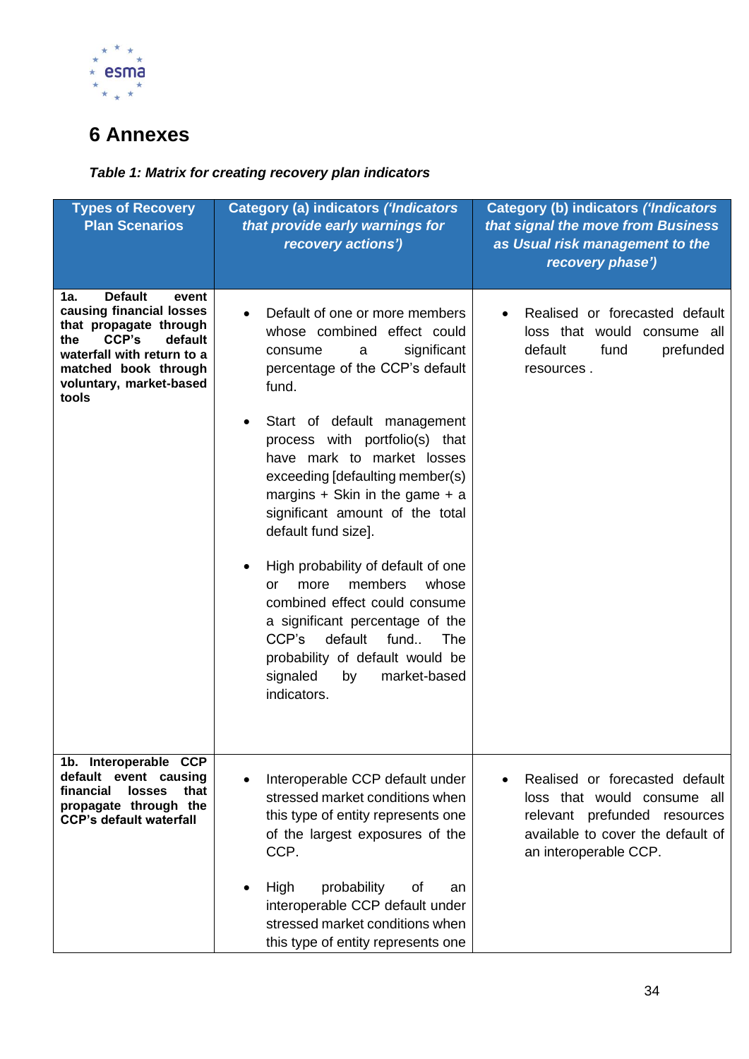# 6 Annexes

***Table 1: Matrix for creating recovery plan indicators***

| Types of Recovery Plan Scenarios | Category (a) indicators *('Indicators that provide early warnings for recovery actions')* | Category (b) indicators *('Indicators that signal the move from Business as Usual risk management to the recovery phase')* |
|---|---|---|
| **1a. Default event causing financial losses that propagate through the CCP's default waterfall with return to a matched book through voluntary, market-based tools** | • Default of one or more members whose combined effect could consume a significant percentage of the CCP's default fund.<br><br>• Start of default management process with portfolio(s) that have mark to market losses exceeding [defaulting member(s) margins + Skin in the game + a significant amount of the total default fund size].<br><br>• High probability of default of one or more members whose combined effect could consume a significant percentage of the CCP's default fund.. The probability of default would be signaled by market-based indicators. | • Realised or forecasted default loss that would consume all default fund prefunded resources . |
| **1b. Interoperable CCP default event causing financial losses that propagate through the CCP's default waterfall** | • Interoperable CCP default under stressed market conditions when this type of entity represents one of the largest exposures of the CCP.<br><br>• High probability of an interoperable CCP default under stressed market conditions when this type of entity represents one | • Realised or forecasted default loss that would consume all relevant prefunded resources available to cover the default of an interoperable CCP. |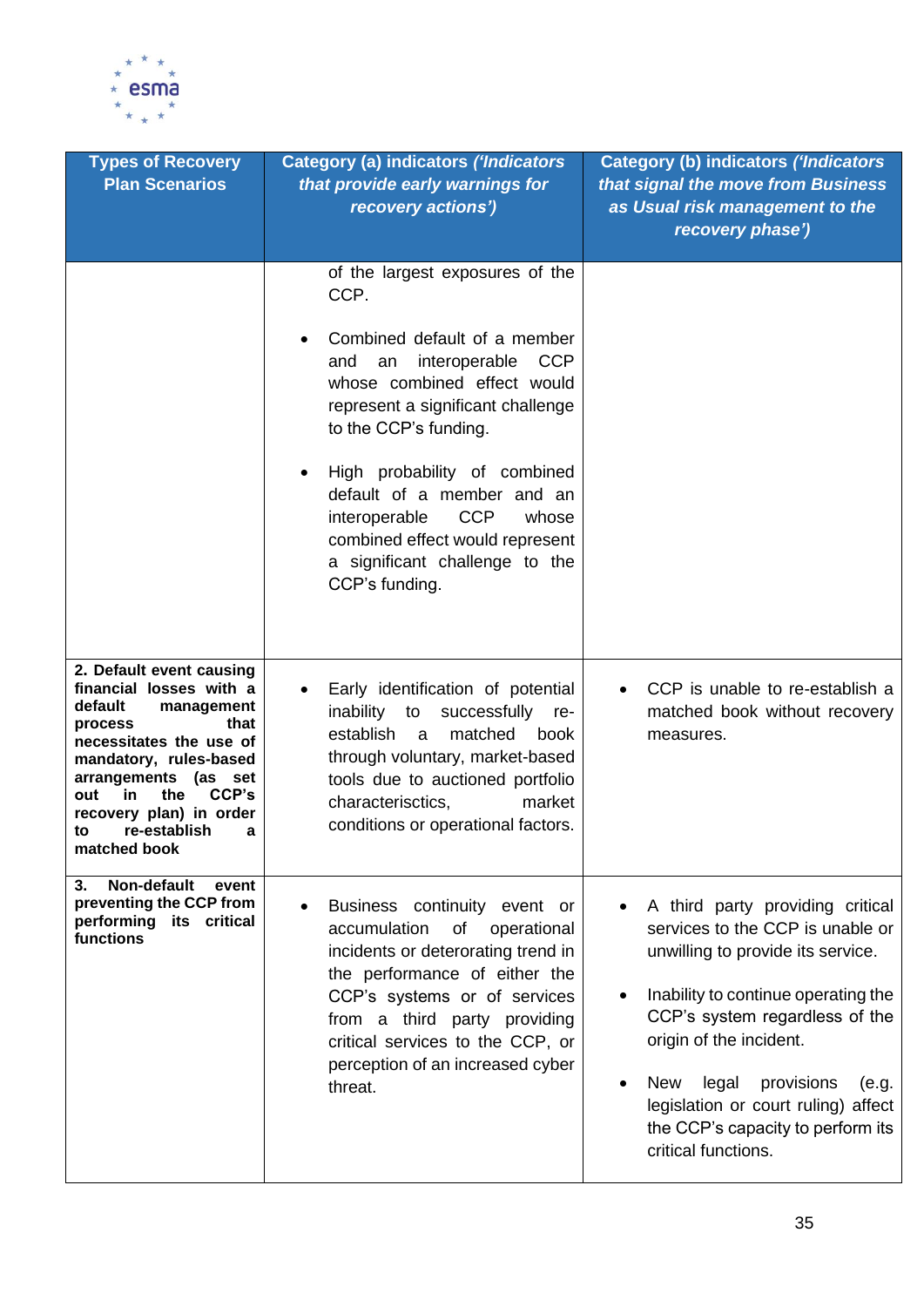| Types of Recovery Plan Scenarios | Category (a) indicators *('Indicators that provide early warnings for recovery actions')* | Category (b) indicators *('Indicators that signal the move from Business as Usual risk management to the recovery phase')* |
|---|---|---|
| | of the largest exposures of the CCP.<br><br>• Combined default of a member and an interoperable CCP whose combined effect would represent a significant challenge to the CCP's funding.<br><br>• High probability of combined default of a member and an interoperable CCP whose combined effect would represent a significant challenge to the CCP's funding. | |
| **2. Default event causing financial losses with a default management process that necessitates the use of mandatory, rules-based arrangements (as set out in the CCP's recovery plan) in order to re-establish a matched book** | • Early identification of potential inability to successfully re-establish a matched book through voluntary, market-based tools due to auctioned portfolio characterisctics, market conditions or operational factors. | • CCP is unable to re-establish a matched book without recovery measures. |
| **3. Non-default event preventing the CCP from performing its critical functions** | • Business continuity event or accumulation of operational incidents or deterorating trend in the performance of either the CCP's systems or of services from a third party providing critical services to the CCP, or perception of an increased cyber threat. | • A third party providing critical services to the CCP is unable or unwilling to provide its service.<br><br>• Inability to continue operating the CCP's system regardless of the origin of the incident.<br><br>• New legal provisions (e.g. legislation or court ruling) affect the CCP's capacity to perform its critical functions. |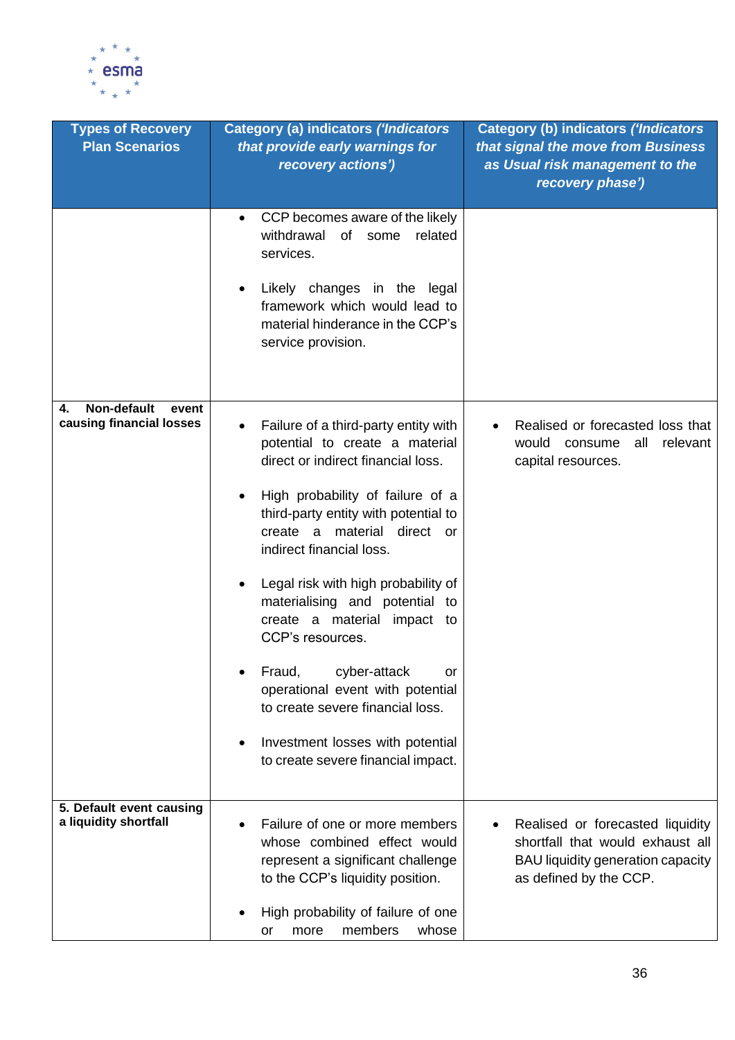| Types of Recovery Plan Scenarios | Category (a) indicators *('Indicators that provide early warnings for recovery actions')* | Category (b) indicators *('Indicators that signal the move from Business as Usual risk management to the recovery phase')* |
|---|---|---|
| | • CCP becomes aware of the likely withdrawal of some related services.<br><br>• Likely changes in the legal framework which would lead to material hinderance in the CCP's service provision. | |
| **4. Non-default event causing financial losses** | • Failure of a third-party entity with potential to create a material direct or indirect financial loss.<br><br>• High probability of failure of a third-party entity with potential to create a material direct or indirect financial loss.<br><br>• Legal risk with high probability of materialising and potential to create a material impact to CCP's resources.<br><br>• Fraud, cyber-attack or operational event with potential to create severe financial loss.<br><br>• Investment losses with potential to create severe financial impact. | • Realised or forecasted loss that would consume all relevant capital resources. |
| **5. Default event causing a liquidity shortfall** | • Failure of one or more members whose combined effect would represent a significant challenge to the CCP's liquidity position.<br><br>• High probability of failure of one or more members whose | • Realised or forecasted liquidity shortfall that would exhaust all BAU liquidity generation capacity as defined by the CCP. |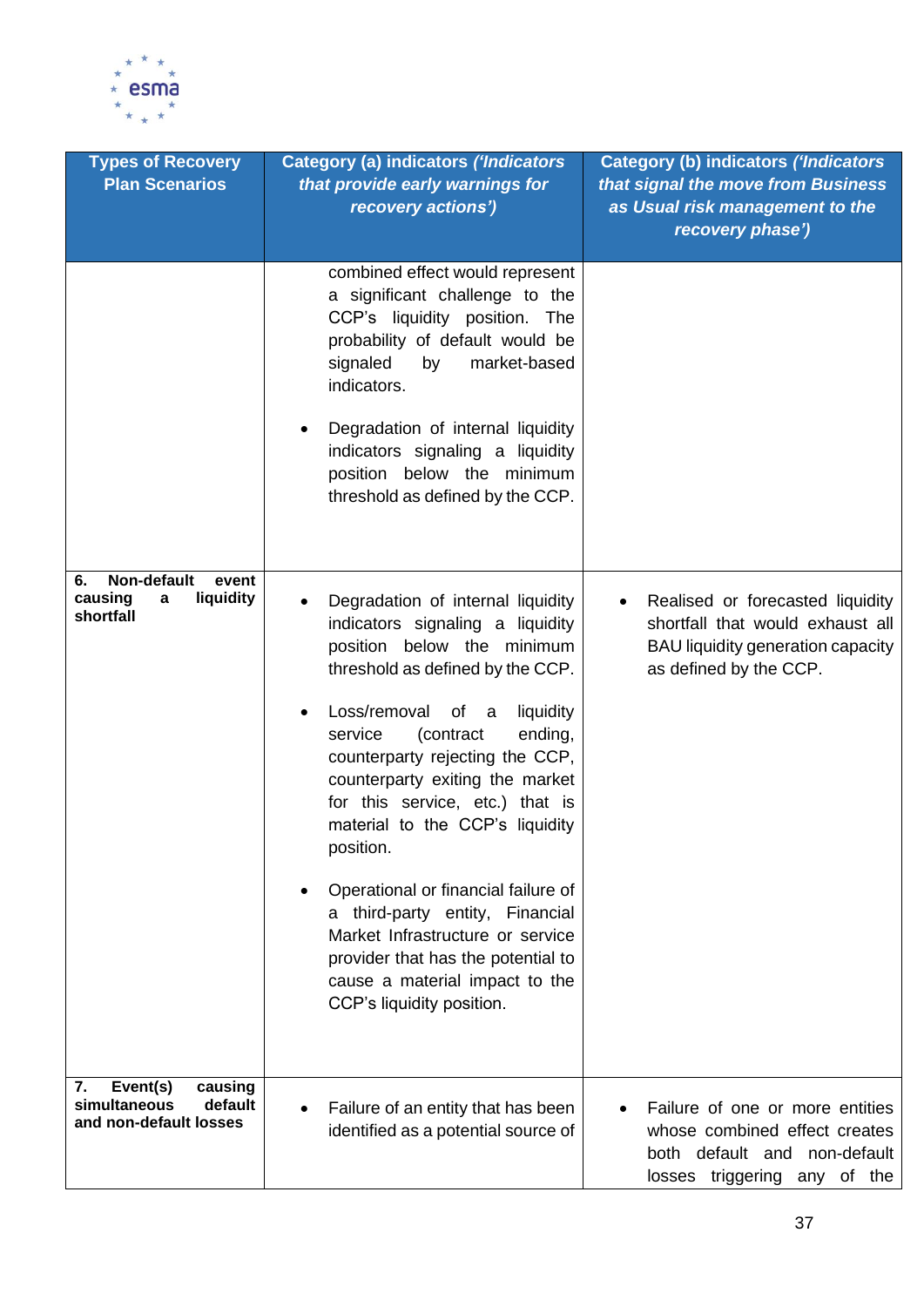| Types of Recovery Plan Scenarios | Category (a) indicators *('Indicators that provide early warnings for recovery actions')* | Category (b) indicators *('Indicators that signal the move from Business as Usual risk management to the recovery phase')* |
|---|---|---|
| | combined effect would represent a significant challenge to the CCP's liquidity position. The probability of default would be signaled by market-based indicators.<br><br>• Degradation of internal liquidity indicators signaling a liquidity position below the minimum threshold as defined by the CCP. | |
| **6. Non-default event causing a liquidity shortfall** | • Degradation of internal liquidity indicators signaling a liquidity position below the minimum threshold as defined by the CCP.<br><br>• Loss/removal of a liquidity service (contract ending, counterparty rejecting the CCP, counterparty exiting the market for this service, etc.) that is material to the CCP's liquidity position.<br><br>• Operational or financial failure of a third-party entity, Financial Market Infrastructure or service provider that has the potential to cause a material impact to the CCP's liquidity position. | • Realised or forecasted liquidity shortfall that would exhaust all BAU liquidity generation capacity as defined by the CCP. |
| **7. Event(s) causing simultaneous default and non-default losses** | • Failure of an entity that has been identified as a potential source of | • Failure of one or more entities whose combined effect creates both default and non-default losses triggering any of the |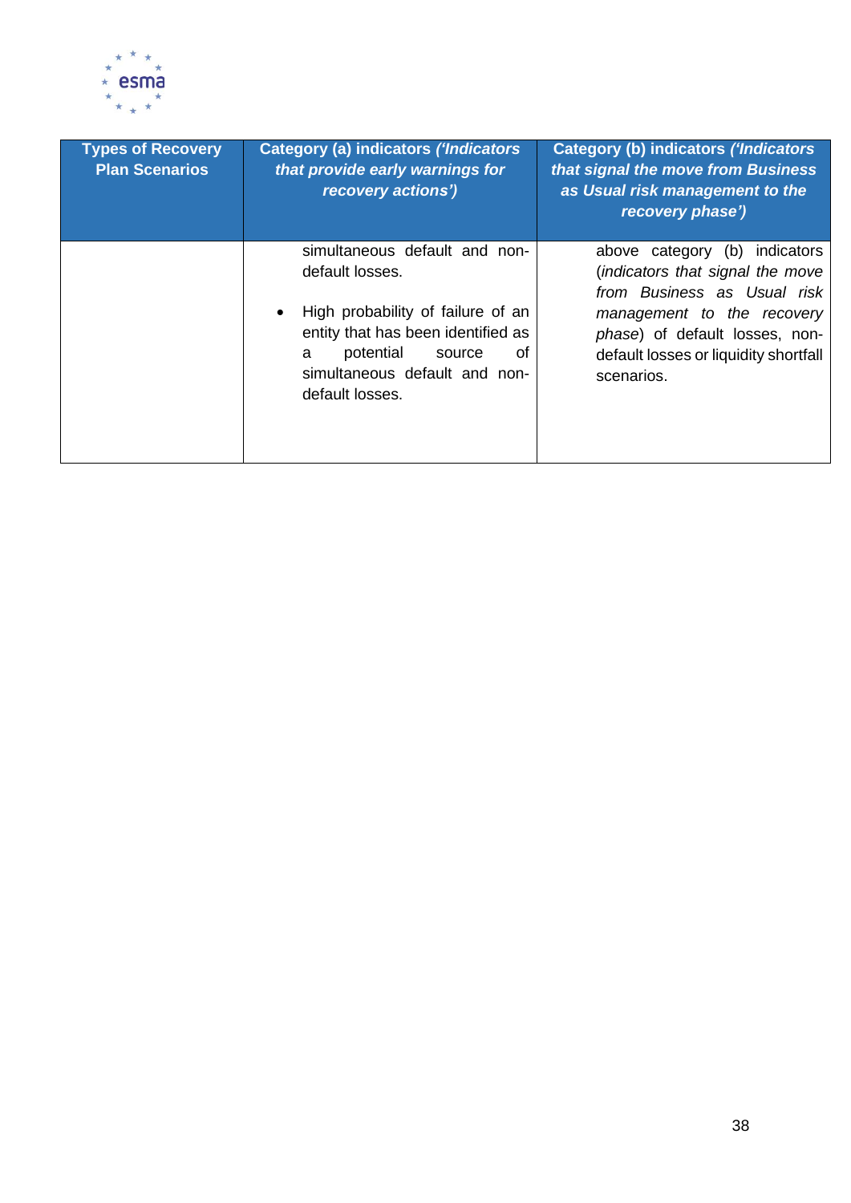| Types of Recovery Plan Scenarios | Category (a) indicators *('Indicators that provide early warnings for recovery actions')* | Category (b) indicators *('Indicators that signal the move from Business as Usual risk management to the recovery phase')* |
|---|---|---|
| | simultaneous default and non-default losses.<br><br>• High probability of failure of an entity that has been identified as a potential source of simultaneous default and non-default losses. | above category (b) indicators (*indicators that signal the move from Business as Usual risk management to the recovery phase*) of default losses, non-default losses or liquidity shortfall scenarios. |